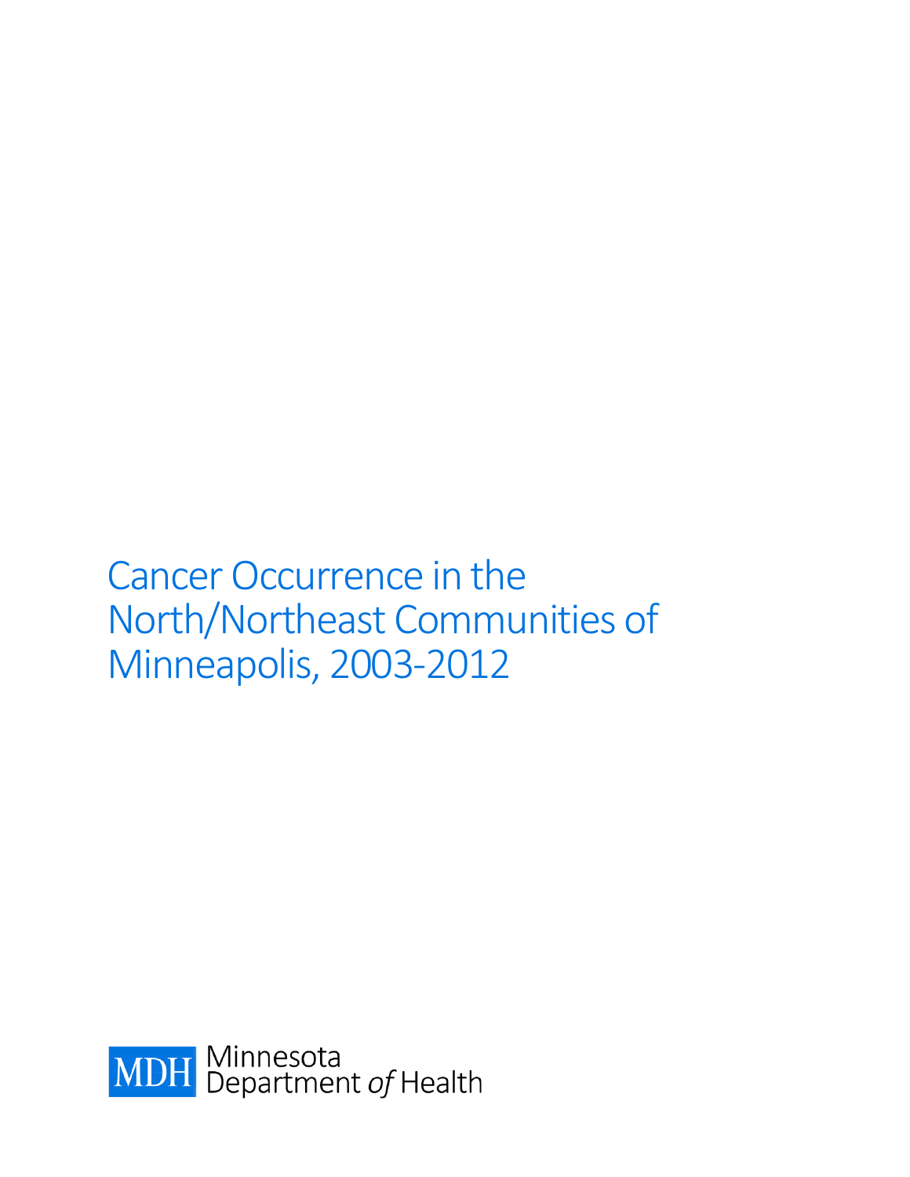# Cancer Occurrence in the North/Northeast Communities of Minneapolis, 2003-2012

MDH Minnesota Department *of* Health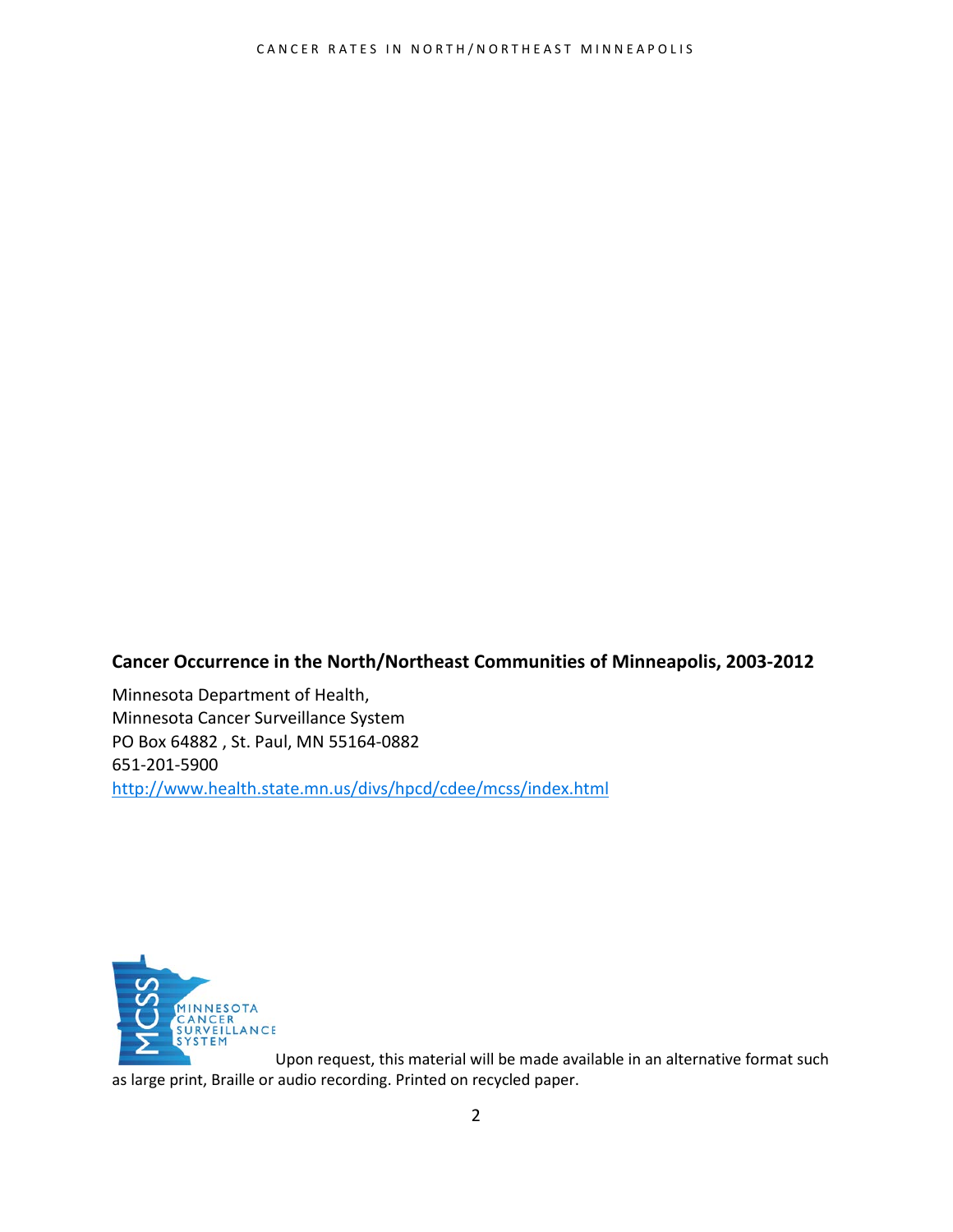**Cancer Occurrence in the North/Northeast Communities of Minneapolis, 2003-2012**

Minnesota Department of Health,
Minnesota Cancer Surveillance System
PO Box 64882 , St. Paul, MN 55164-0882
651-201-5900
http://www.health.state.mn.us/divs/hpcd/cdee/mcss/index.html

Upon request, this material will be made available in an alternative format such as large print, Braille or audio recording. Printed on recycled paper.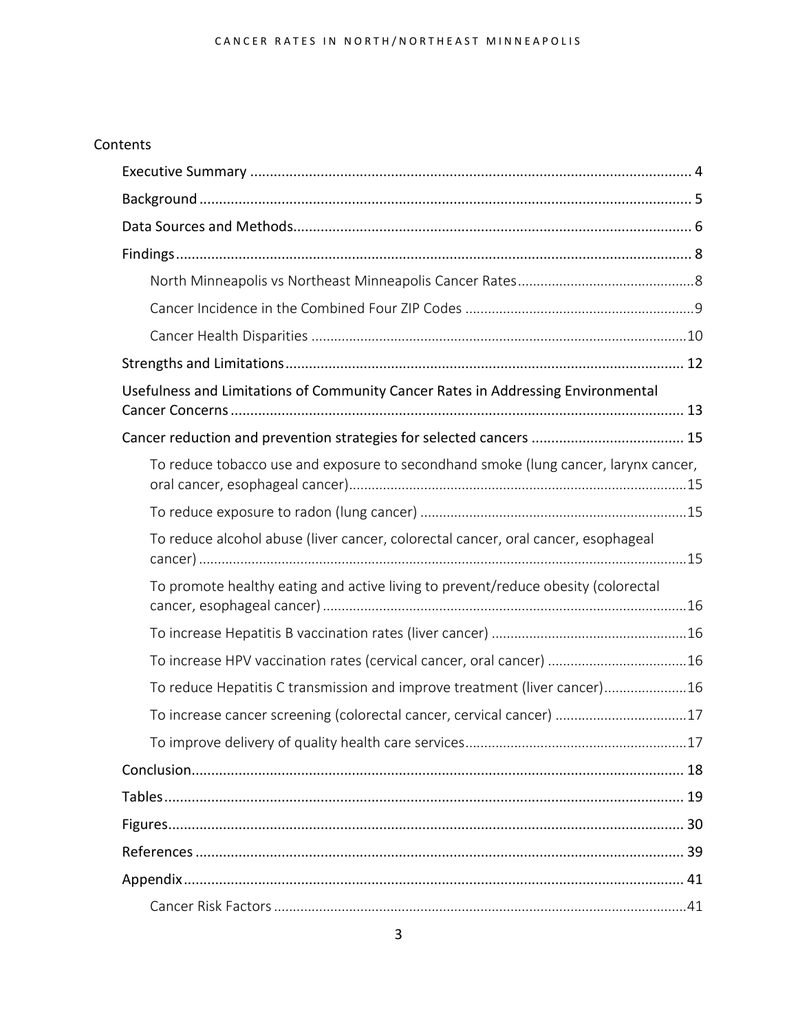Contents

- Executive Summary ................................................................................................................ 4
- Background ............................................................................................................................ 5
- Data Sources and Methods..................................................................................................... 6
- Findings ................................................................................................................................... 8
  - North Minneapolis vs Northeast Minneapolis Cancer Rates ..............................................8
  - Cancer Incidence in the Combined Four ZIP Codes ............................................................9
  - Cancer Health Disparities ..................................................................................................10
- Strengths and Limitations..................................................................................................... 12
- Usefulness and Limitations of Community Cancer Rates in Addressing Environmental Cancer Concerns ................................................................................................................... 13
- Cancer reduction and prevention strategies for selected cancers ....................................... 15
  - To reduce tobacco use and exposure to secondhand smoke (lung cancer, larynx cancer, oral cancer, esophageal cancer)..........................................................................................15
  - To reduce exposure to radon (lung cancer) ......................................................................15
  - To reduce alcohol abuse (liver cancer, colorectal cancer, oral cancer, esophageal cancer) ................................................................................................................................15
  - To promote healthy eating and active living to prevent/reduce obesity (colorectal cancer, esophageal cancer) ................................................................................................16
  - To increase Hepatitis B vaccination rates (liver cancer) ....................................................16
  - To increase HPV vaccination rates (cervical cancer, oral cancer) .....................................16
  - To reduce Hepatitis C transmission and improve treatment (liver cancer)......................16
  - To increase cancer screening (colorectal cancer, cervical cancer) ...................................17
  - To improve delivery of quality health care services..........................................................17
- Conclusion............................................................................................................................. 18
- Tables .................................................................................................................................... 19
- Figures................................................................................................................................... 30
- References ............................................................................................................................ 39
- Appendix............................................................................................................................... 41
  - Cancer Risk Factors ...........................................................................................................41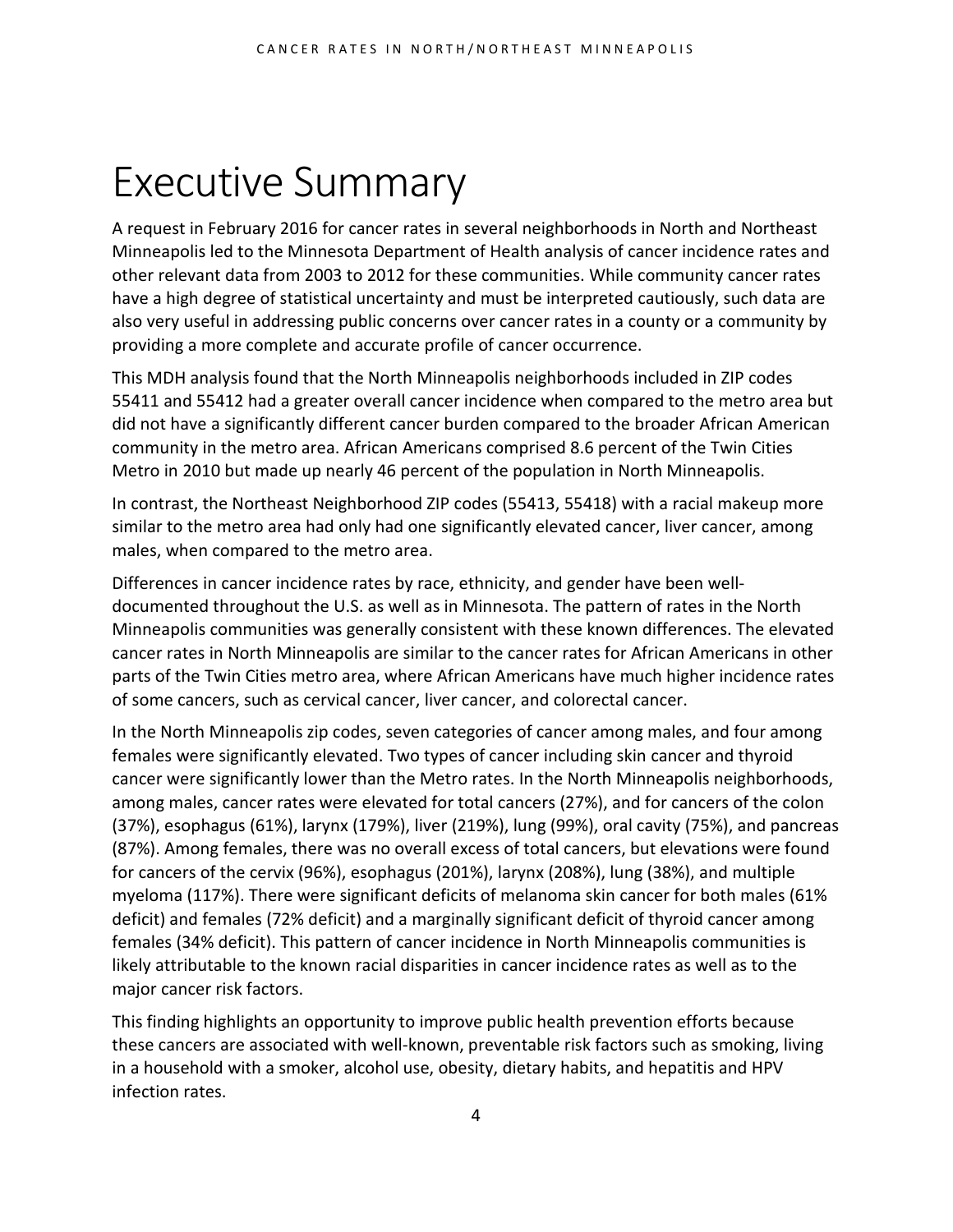# Executive Summary

A request in February 2016 for cancer rates in several neighborhoods in North and Northeast Minneapolis led to the Minnesota Department of Health analysis of cancer incidence rates and other relevant data from 2003 to 2012 for these communities. While community cancer rates have a high degree of statistical uncertainty and must be interpreted cautiously, such data are also very useful in addressing public concerns over cancer rates in a county or a community by providing a more complete and accurate profile of cancer occurrence.

This MDH analysis found that the North Minneapolis neighborhoods included in ZIP codes 55411 and 55412 had a greater overall cancer incidence when compared to the metro area but did not have a significantly different cancer burden compared to the broader African American community in the metro area. African Americans comprised 8.6 percent of the Twin Cities Metro in 2010 but made up nearly 46 percent of the population in North Minneapolis.

In contrast, the Northeast Neighborhood ZIP codes (55413, 55418) with a racial makeup more similar to the metro area had only had one significantly elevated cancer, liver cancer, among males, when compared to the metro area.

Differences in cancer incidence rates by race, ethnicity, and gender have been well-documented throughout the U.S. as well as in Minnesota. The pattern of rates in the North Minneapolis communities was generally consistent with these known differences. The elevated cancer rates in North Minneapolis are similar to the cancer rates for African Americans in other parts of the Twin Cities metro area, where African Americans have much higher incidence rates of some cancers, such as cervical cancer, liver cancer, and colorectal cancer.

In the North Minneapolis zip codes, seven categories of cancer among males, and four among females were significantly elevated. Two types of cancer including skin cancer and thyroid cancer were significantly lower than the Metro rates. In the North Minneapolis neighborhoods, among males, cancer rates were elevated for total cancers (27%), and for cancers of the colon (37%), esophagus (61%), larynx (179%), liver (219%), lung (99%), oral cavity (75%), and pancreas (87%). Among females, there was no overall excess of total cancers, but elevations were found for cancers of the cervix (96%), esophagus (201%), larynx (208%), lung (38%), and multiple myeloma (117%). There were significant deficits of melanoma skin cancer for both males (61% deficit) and females (72% deficit) and a marginally significant deficit of thyroid cancer among females (34% deficit). This pattern of cancer incidence in North Minneapolis communities is likely attributable to the known racial disparities in cancer incidence rates as well as to the major cancer risk factors.

This finding highlights an opportunity to improve public health prevention efforts because these cancers are associated with well-known, preventable risk factors such as smoking, living in a household with a smoker, alcohol use, obesity, dietary habits, and hepatitis and HPV infection rates.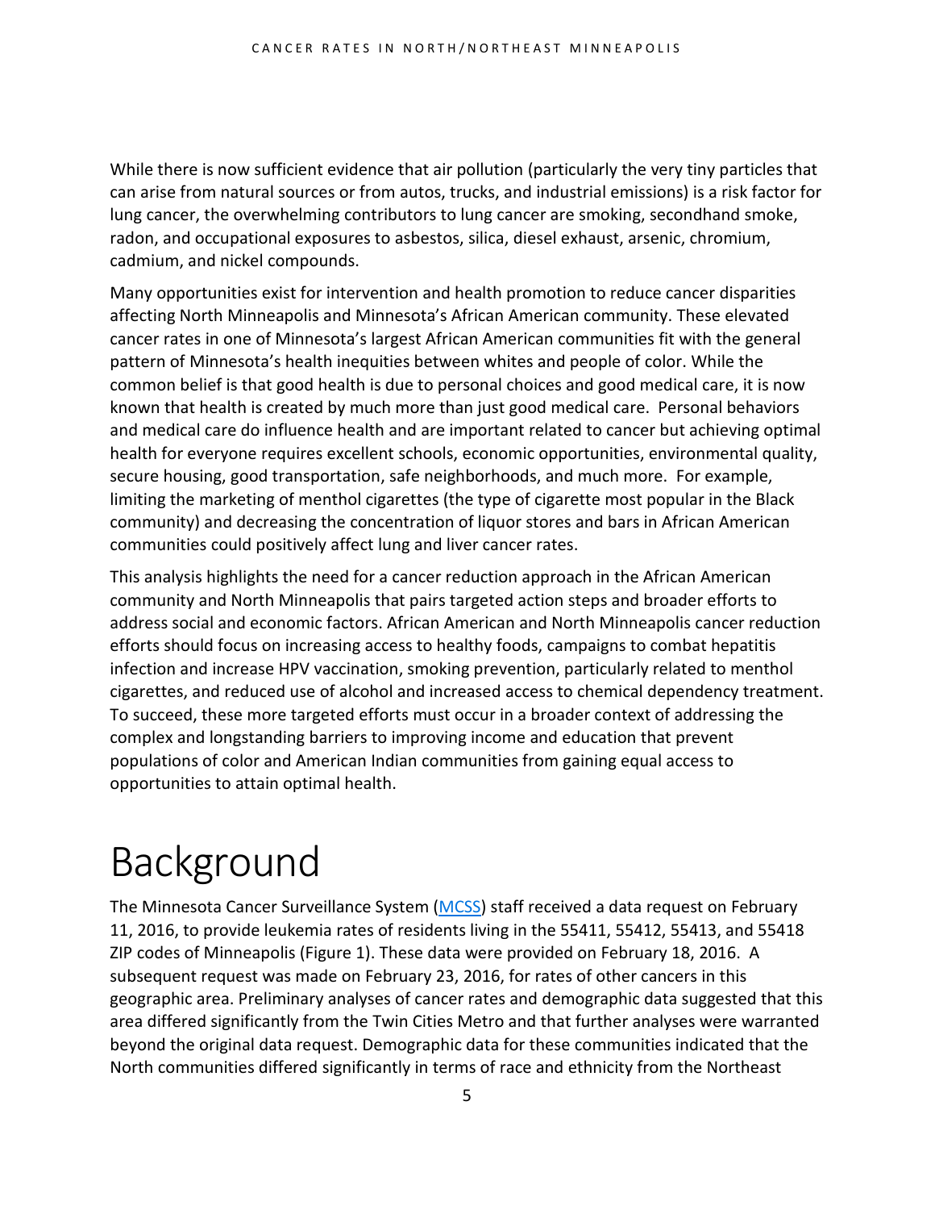While there is now sufficient evidence that air pollution (particularly the very tiny particles that can arise from natural sources or from autos, trucks, and industrial emissions) is a risk factor for lung cancer, the overwhelming contributors to lung cancer are smoking, secondhand smoke, radon, and occupational exposures to asbestos, silica, diesel exhaust, arsenic, chromium, cadmium, and nickel compounds.

Many opportunities exist for intervention and health promotion to reduce cancer disparities affecting North Minneapolis and Minnesota's African American community. These elevated cancer rates in one of Minnesota's largest African American communities fit with the general pattern of Minnesota's health inequities between whites and people of color. While the common belief is that good health is due to personal choices and good medical care, it is now known that health is created by much more than just good medical care. Personal behaviors and medical care do influence health and are important related to cancer but achieving optimal health for everyone requires excellent schools, economic opportunities, environmental quality, secure housing, good transportation, safe neighborhoods, and much more. For example, limiting the marketing of menthol cigarettes (the type of cigarette most popular in the Black community) and decreasing the concentration of liquor stores and bars in African American communities could positively affect lung and liver cancer rates.

This analysis highlights the need for a cancer reduction approach in the African American community and North Minneapolis that pairs targeted action steps and broader efforts to address social and economic factors. African American and North Minneapolis cancer reduction efforts should focus on increasing access to healthy foods, campaigns to combat hepatitis infection and increase HPV vaccination, smoking prevention, particularly related to menthol cigarettes, and reduced use of alcohol and increased access to chemical dependency treatment. To succeed, these more targeted efforts must occur in a broader context of addressing the complex and longstanding barriers to improving income and education that prevent populations of color and American Indian communities from gaining equal access to opportunities to attain optimal health.

# Background

The Minnesota Cancer Surveillance System (MCSS) staff received a data request on February 11, 2016, to provide leukemia rates of residents living in the 55411, 55412, 55413, and 55418 ZIP codes of Minneapolis (Figure 1). These data were provided on February 18, 2016. A subsequent request was made on February 23, 2016, for rates of other cancers in this geographic area. Preliminary analyses of cancer rates and demographic data suggested that this area differed significantly from the Twin Cities Metro and that further analyses were warranted beyond the original data request. Demographic data for these communities indicated that the North communities differed significantly in terms of race and ethnicity from the Northeast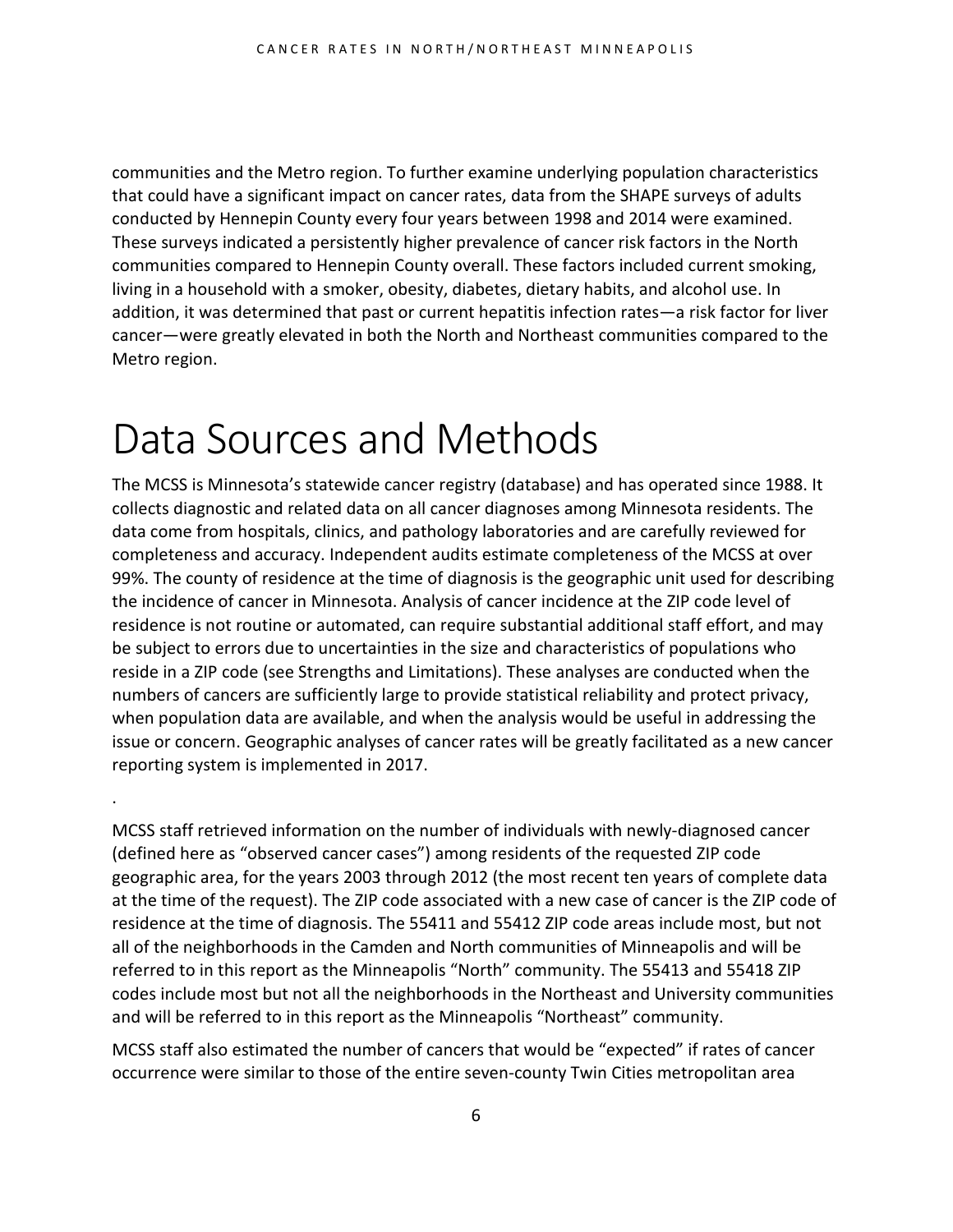communities and the Metro region. To further examine underlying population characteristics that could have a significant impact on cancer rates, data from the SHAPE surveys of adults conducted by Hennepin County every four years between 1998 and 2014 were examined. These surveys indicated a persistently higher prevalence of cancer risk factors in the North communities compared to Hennepin County overall. These factors included current smoking, living in a household with a smoker, obesity, diabetes, dietary habits, and alcohol use. In addition, it was determined that past or current hepatitis infection rates—a risk factor for liver cancer—were greatly elevated in both the North and Northeast communities compared to the Metro region.

# Data Sources and Methods

The MCSS is Minnesota's statewide cancer registry (database) and has operated since 1988. It collects diagnostic and related data on all cancer diagnoses among Minnesota residents. The data come from hospitals, clinics, and pathology laboratories and are carefully reviewed for completeness and accuracy. Independent audits estimate completeness of the MCSS at over 99%. The county of residence at the time of diagnosis is the geographic unit used for describing the incidence of cancer in Minnesota. Analysis of cancer incidence at the ZIP code level of residence is not routine or automated, can require substantial additional staff effort, and may be subject to errors due to uncertainties in the size and characteristics of populations who reside in a ZIP code (see Strengths and Limitations). These analyses are conducted when the numbers of cancers are sufficiently large to provide statistical reliability and protect privacy, when population data are available, and when the analysis would be useful in addressing the issue or concern. Geographic analyses of cancer rates will be greatly facilitated as a new cancer reporting system is implemented in 2017.

.

MCSS staff retrieved information on the number of individuals with newly-diagnosed cancer (defined here as "observed cancer cases") among residents of the requested ZIP code geographic area, for the years 2003 through 2012 (the most recent ten years of complete data at the time of the request). The ZIP code associated with a new case of cancer is the ZIP code of residence at the time of diagnosis. The 55411 and 55412 ZIP code areas include most, but not all of the neighborhoods in the Camden and North communities of Minneapolis and will be referred to in this report as the Minneapolis "North" community. The 55413 and 55418 ZIP codes include most but not all the neighborhoods in the Northeast and University communities and will be referred to in this report as the Minneapolis "Northeast" community.

MCSS staff also estimated the number of cancers that would be "expected" if rates of cancer occurrence were similar to those of the entire seven-county Twin Cities metropolitan area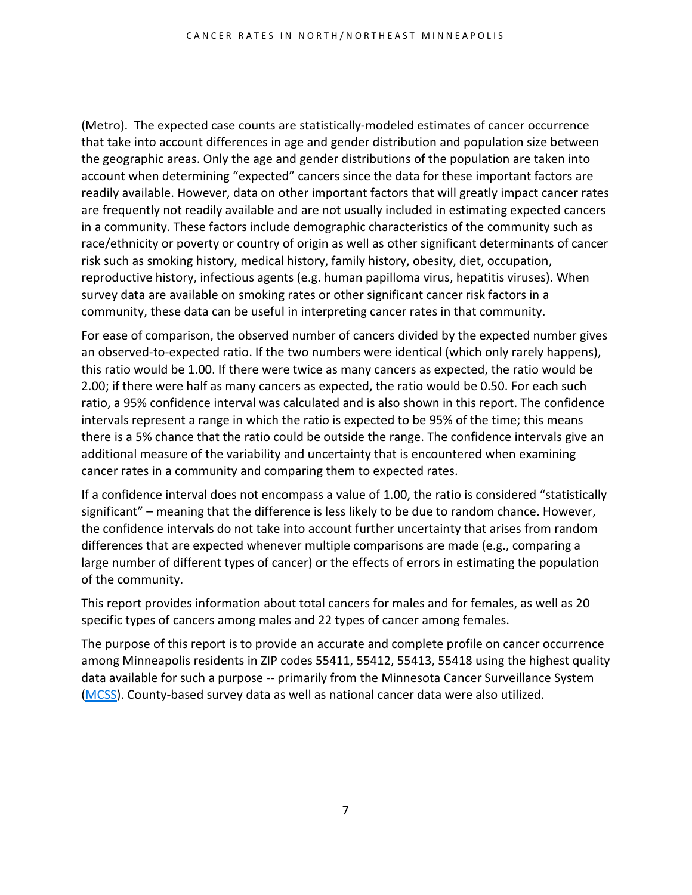(Metro). The expected case counts are statistically-modeled estimates of cancer occurrence that take into account differences in age and gender distribution and population size between the geographic areas. Only the age and gender distributions of the population are taken into account when determining "expected" cancers since the data for these important factors are readily available. However, data on other important factors that will greatly impact cancer rates are frequently not readily available and are not usually included in estimating expected cancers in a community. These factors include demographic characteristics of the community such as race/ethnicity or poverty or country of origin as well as other significant determinants of cancer risk such as smoking history, medical history, family history, obesity, diet, occupation, reproductive history, infectious agents (e.g. human papilloma virus, hepatitis viruses). When survey data are available on smoking rates or other significant cancer risk factors in a community, these data can be useful in interpreting cancer rates in that community.

For ease of comparison, the observed number of cancers divided by the expected number gives an observed-to-expected ratio. If the two numbers were identical (which only rarely happens), this ratio would be 1.00. If there were twice as many cancers as expected, the ratio would be 2.00; if there were half as many cancers as expected, the ratio would be 0.50. For each such ratio, a 95% confidence interval was calculated and is also shown in this report. The confidence intervals represent a range in which the ratio is expected to be 95% of the time; this means there is a 5% chance that the ratio could be outside the range. The confidence intervals give an additional measure of the variability and uncertainty that is encountered when examining cancer rates in a community and comparing them to expected rates.

If a confidence interval does not encompass a value of 1.00, the ratio is considered "statistically significant" – meaning that the difference is less likely to be due to random chance. However, the confidence intervals do not take into account further uncertainty that arises from random differences that are expected whenever multiple comparisons are made (e.g., comparing a large number of different types of cancer) or the effects of errors in estimating the population of the community.

This report provides information about total cancers for males and for females, as well as 20 specific types of cancers among males and 22 types of cancer among females.

The purpose of this report is to provide an accurate and complete profile on cancer occurrence among Minneapolis residents in ZIP codes 55411, 55412, 55413, 55418 using the highest quality data available for such a purpose -- primarily from the Minnesota Cancer Surveillance System (MCSS). County-based survey data as well as national cancer data were also utilized.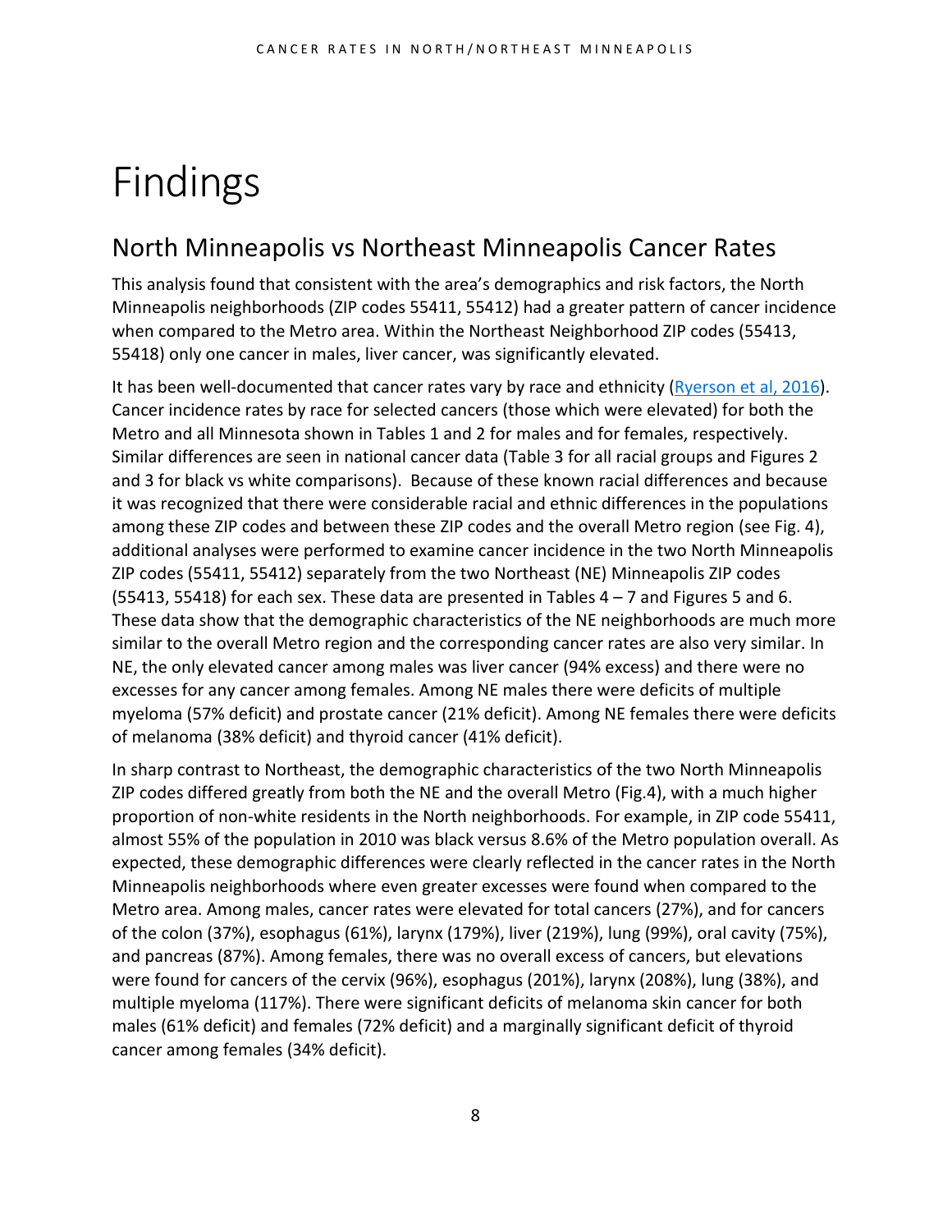# Findings

## North Minneapolis vs Northeast Minneapolis Cancer Rates

This analysis found that consistent with the area's demographics and risk factors, the North Minneapolis neighborhoods (ZIP codes 55411, 55412) had a greater pattern of cancer incidence when compared to the Metro area. Within the Northeast Neighborhood ZIP codes (55413, 55418) only one cancer in males, liver cancer, was significantly elevated.

It has been well-documented that cancer rates vary by race and ethnicity (Ryerson et al, 2016). Cancer incidence rates by race for selected cancers (those which were elevated) for both the Metro and all Minnesota shown in Tables 1 and 2 for males and for females, respectively. Similar differences are seen in national cancer data (Table 3 for all racial groups and Figures 2 and 3 for black vs white comparisons). Because of these known racial differences and because it was recognized that there were considerable racial and ethnic differences in the populations among these ZIP codes and between these ZIP codes and the overall Metro region (see Fig. 4), additional analyses were performed to examine cancer incidence in the two North Minneapolis ZIP codes (55411, 55412) separately from the two Northeast (NE) Minneapolis ZIP codes (55413, 55418) for each sex. These data are presented in Tables 4 – 7 and Figures 5 and 6. These data show that the demographic characteristics of the NE neighborhoods are much more similar to the overall Metro region and the corresponding cancer rates are also very similar. In NE, the only elevated cancer among males was liver cancer (94% excess) and there were no excesses for any cancer among females. Among NE males there were deficits of multiple myeloma (57% deficit) and prostate cancer (21% deficit). Among NE females there were deficits of melanoma (38% deficit) and thyroid cancer (41% deficit).

In sharp contrast to Northeast, the demographic characteristics of the two North Minneapolis ZIP codes differed greatly from both the NE and the overall Metro (Fig.4), with a much higher proportion of non-white residents in the North neighborhoods. For example, in ZIP code 55411, almost 55% of the population in 2010 was black versus 8.6% of the Metro population overall. As expected, these demographic differences were clearly reflected in the cancer rates in the North Minneapolis neighborhoods where even greater excesses were found when compared to the Metro area. Among males, cancer rates were elevated for total cancers (27%), and for cancers of the colon (37%), esophagus (61%), larynx (179%), liver (219%), lung (99%), oral cavity (75%), and pancreas (87%). Among females, there was no overall excess of cancers, but elevations were found for cancers of the cervix (96%), esophagus (201%), larynx (208%), lung (38%), and multiple myeloma (117%). There were significant deficits of melanoma skin cancer for both males (61% deficit) and females (72% deficit) and a marginally significant deficit of thyroid cancer among females (34% deficit).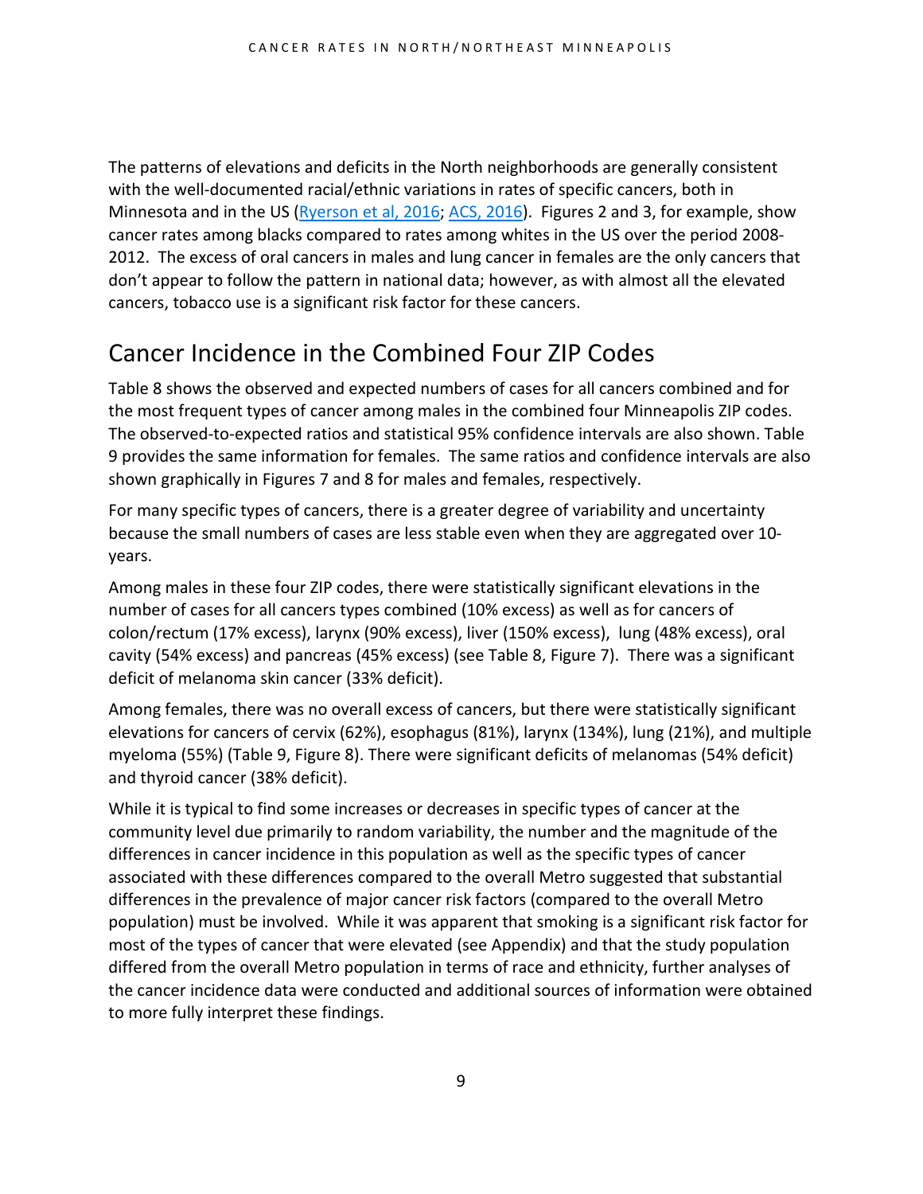The patterns of elevations and deficits in the North neighborhoods are generally consistent with the well-documented racial/ethnic variations in rates of specific cancers, both in Minnesota and in the US (Ryerson et al, 2016; ACS, 2016). Figures 2 and 3, for example, show cancer rates among blacks compared to rates among whites in the US over the period 2008-2012. The excess of oral cancers in males and lung cancer in females are the only cancers that don't appear to follow the pattern in national data; however, as with almost all the elevated cancers, tobacco use is a significant risk factor for these cancers.

## Cancer Incidence in the Combined Four ZIP Codes

Table 8 shows the observed and expected numbers of cases for all cancers combined and for the most frequent types of cancer among males in the combined four Minneapolis ZIP codes. The observed-to-expected ratios and statistical 95% confidence intervals are also shown. Table 9 provides the same information for females. The same ratios and confidence intervals are also shown graphically in Figures 7 and 8 for males and females, respectively.

For many specific types of cancers, there is a greater degree of variability and uncertainty because the small numbers of cases are less stable even when they are aggregated over 10-years.

Among males in these four ZIP codes, there were statistically significant elevations in the number of cases for all cancers types combined (10% excess) as well as for cancers of colon/rectum (17% excess), larynx (90% excess), liver (150% excess), lung (48% excess), oral cavity (54% excess) and pancreas (45% excess) (see Table 8, Figure 7). There was a significant deficit of melanoma skin cancer (33% deficit).

Among females, there was no overall excess of cancers, but there were statistically significant elevations for cancers of cervix (62%), esophagus (81%), larynx (134%), lung (21%), and multiple myeloma (55%) (Table 9, Figure 8). There were significant deficits of melanomas (54% deficit) and thyroid cancer (38% deficit).

While it is typical to find some increases or decreases in specific types of cancer at the community level due primarily to random variability, the number and the magnitude of the differences in cancer incidence in this population as well as the specific types of cancer associated with these differences compared to the overall Metro suggested that substantial differences in the prevalence of major cancer risk factors (compared to the overall Metro population) must be involved. While it was apparent that smoking is a significant risk factor for most of the types of cancer that were elevated (see Appendix) and that the study population differed from the overall Metro population in terms of race and ethnicity, further analyses of the cancer incidence data were conducted and additional sources of information were obtained to more fully interpret these findings.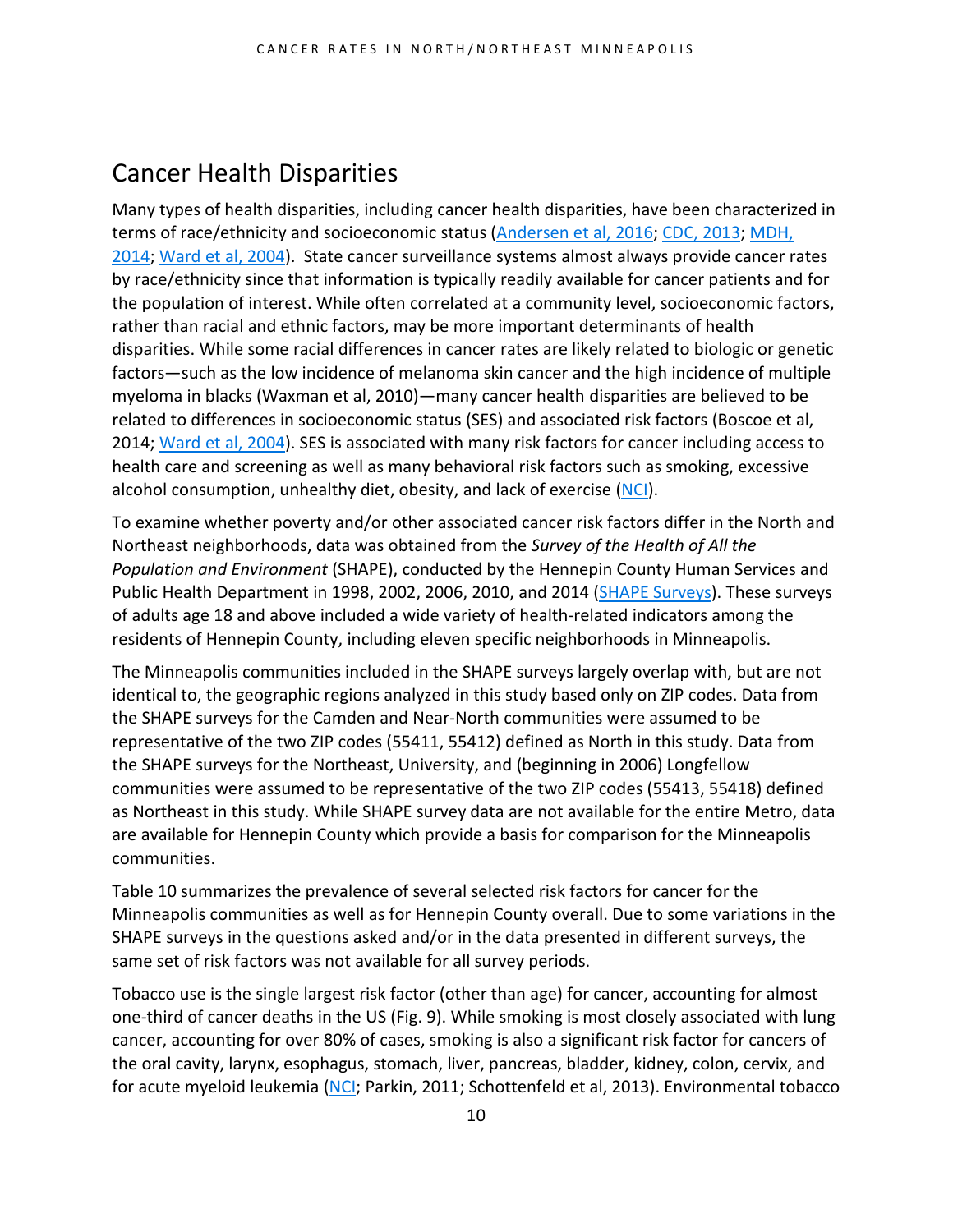## Cancer Health Disparities

Many types of health disparities, including cancer health disparities, have been characterized in terms of race/ethnicity and socioeconomic status (Andersen et al, 2016; CDC, 2013; MDH, 2014; Ward et al, 2004). State cancer surveillance systems almost always provide cancer rates by race/ethnicity since that information is typically readily available for cancer patients and for the population of interest. While often correlated at a community level, socioeconomic factors, rather than racial and ethnic factors, may be more important determinants of health disparities. While some racial differences in cancer rates are likely related to biologic or genetic factors—such as the low incidence of melanoma skin cancer and the high incidence of multiple myeloma in blacks (Waxman et al, 2010)—many cancer health disparities are believed to be related to differences in socioeconomic status (SES) and associated risk factors (Boscoe et al, 2014; Ward et al, 2004). SES is associated with many risk factors for cancer including access to health care and screening as well as many behavioral risk factors such as smoking, excessive alcohol consumption, unhealthy diet, obesity, and lack of exercise (NCI).

To examine whether poverty and/or other associated cancer risk factors differ in the North and Northeast neighborhoods, data was obtained from the *Survey of the Health of All the Population and Environment* (SHAPE), conducted by the Hennepin County Human Services and Public Health Department in 1998, 2002, 2006, 2010, and 2014 (SHAPE Surveys). These surveys of adults age 18 and above included a wide variety of health-related indicators among the residents of Hennepin County, including eleven specific neighborhoods in Minneapolis.

The Minneapolis communities included in the SHAPE surveys largely overlap with, but are not identical to, the geographic regions analyzed in this study based only on ZIP codes. Data from the SHAPE surveys for the Camden and Near-North communities were assumed to be representative of the two ZIP codes (55411, 55412) defined as North in this study. Data from the SHAPE surveys for the Northeast, University, and (beginning in 2006) Longfellow communities were assumed to be representative of the two ZIP codes (55413, 55418) defined as Northeast in this study. While SHAPE survey data are not available for the entire Metro, data are available for Hennepin County which provide a basis for comparison for the Minneapolis communities.

Table 10 summarizes the prevalence of several selected risk factors for cancer for the Minneapolis communities as well as for Hennepin County overall. Due to some variations in the SHAPE surveys in the questions asked and/or in the data presented in different surveys, the same set of risk factors was not available for all survey periods.

Tobacco use is the single largest risk factor (other than age) for cancer, accounting for almost one-third of cancer deaths in the US (Fig. 9). While smoking is most closely associated with lung cancer, accounting for over 80% of cases, smoking is also a significant risk factor for cancers of the oral cavity, larynx, esophagus, stomach, liver, pancreas, bladder, kidney, colon, cervix, and for acute myeloid leukemia (NCI; Parkin, 2011; Schottenfeld et al, 2013). Environmental tobacco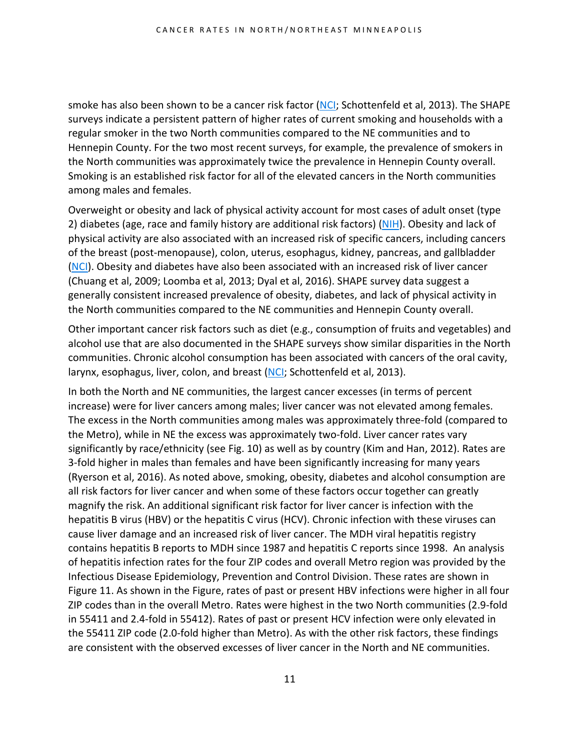smoke has also been shown to be a cancer risk factor (NCI; Schottenfeld et al, 2013). The SHAPE surveys indicate a persistent pattern of higher rates of current smoking and households with a regular smoker in the two North communities compared to the NE communities and to Hennepin County. For the two most recent surveys, for example, the prevalence of smokers in the North communities was approximately twice the prevalence in Hennepin County overall. Smoking is an established risk factor for all of the elevated cancers in the North communities among males and females.

Overweight or obesity and lack of physical activity account for most cases of adult onset (type 2) diabetes (age, race and family history are additional risk factors) (NIH). Obesity and lack of physical activity are also associated with an increased risk of specific cancers, including cancers of the breast (post-menopause), colon, uterus, esophagus, kidney, pancreas, and gallbladder (NCI). Obesity and diabetes have also been associated with an increased risk of liver cancer (Chuang et al, 2009; Loomba et al, 2013; Dyal et al, 2016). SHAPE survey data suggest a generally consistent increased prevalence of obesity, diabetes, and lack of physical activity in the North communities compared to the NE communities and Hennepin County overall.

Other important cancer risk factors such as diet (e.g., consumption of fruits and vegetables) and alcohol use that are also documented in the SHAPE surveys show similar disparities in the North communities. Chronic alcohol consumption has been associated with cancers of the oral cavity, larynx, esophagus, liver, colon, and breast (NCI; Schottenfeld et al, 2013).

In both the North and NE communities, the largest cancer excesses (in terms of percent increase) were for liver cancers among males; liver cancer was not elevated among females. The excess in the North communities among males was approximately three-fold (compared to the Metro), while in NE the excess was approximately two-fold. Liver cancer rates vary significantly by race/ethnicity (see Fig. 10) as well as by country (Kim and Han, 2012). Rates are 3-fold higher in males than females and have been significantly increasing for many years (Ryerson et al, 2016). As noted above, smoking, obesity, diabetes and alcohol consumption are all risk factors for liver cancer and when some of these factors occur together can greatly magnify the risk. An additional significant risk factor for liver cancer is infection with the hepatitis B virus (HBV) or the hepatitis C virus (HCV). Chronic infection with these viruses can cause liver damage and an increased risk of liver cancer. The MDH viral hepatitis registry contains hepatitis B reports to MDH since 1987 and hepatitis C reports since 1998. An analysis of hepatitis infection rates for the four ZIP codes and overall Metro region was provided by the Infectious Disease Epidemiology, Prevention and Control Division. These rates are shown in Figure 11. As shown in the Figure, rates of past or present HBV infections were higher in all four ZIP codes than in the overall Metro. Rates were highest in the two North communities (2.9-fold in 55411 and 2.4-fold in 55412). Rates of past or present HCV infection were only elevated in the 55411 ZIP code (2.0-fold higher than Metro). As with the other risk factors, these findings are consistent with the observed excesses of liver cancer in the North and NE communities.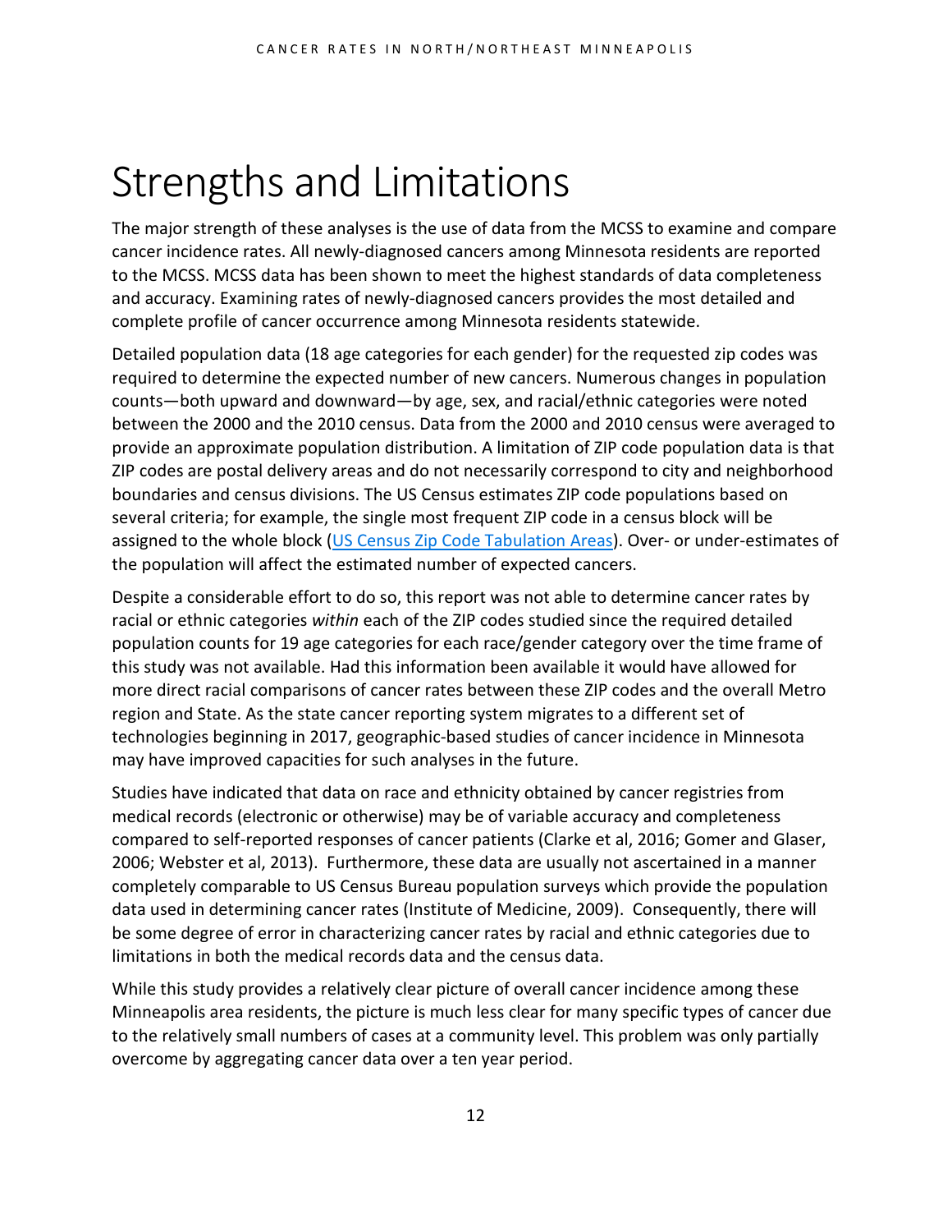# Strengths and Limitations

The major strength of these analyses is the use of data from the MCSS to examine and compare cancer incidence rates. All newly-diagnosed cancers among Minnesota residents are reported to the MCSS. MCSS data has been shown to meet the highest standards of data completeness and accuracy. Examining rates of newly-diagnosed cancers provides the most detailed and complete profile of cancer occurrence among Minnesota residents statewide.

Detailed population data (18 age categories for each gender) for the requested zip codes was required to determine the expected number of new cancers. Numerous changes in population counts—both upward and downward—by age, sex, and racial/ethnic categories were noted between the 2000 and the 2010 census. Data from the 2000 and 2010 census were averaged to provide an approximate population distribution. A limitation of ZIP code population data is that ZIP codes are postal delivery areas and do not necessarily correspond to city and neighborhood boundaries and census divisions. The US Census estimates ZIP code populations based on several criteria; for example, the single most frequent ZIP code in a census block will be assigned to the whole block (US Census Zip Code Tabulation Areas). Over- or under-estimates of the population will affect the estimated number of expected cancers.

Despite a considerable effort to do so, this report was not able to determine cancer rates by racial or ethnic categories *within* each of the ZIP codes studied since the required detailed population counts for 19 age categories for each race/gender category over the time frame of this study was not available. Had this information been available it would have allowed for more direct racial comparisons of cancer rates between these ZIP codes and the overall Metro region and State. As the state cancer reporting system migrates to a different set of technologies beginning in 2017, geographic-based studies of cancer incidence in Minnesota may have improved capacities for such analyses in the future.

Studies have indicated that data on race and ethnicity obtained by cancer registries from medical records (electronic or otherwise) may be of variable accuracy and completeness compared to self-reported responses of cancer patients (Clarke et al, 2016; Gomer and Glaser, 2006; Webster et al, 2013). Furthermore, these data are usually not ascertained in a manner completely comparable to US Census Bureau population surveys which provide the population data used in determining cancer rates (Institute of Medicine, 2009). Consequently, there will be some degree of error in characterizing cancer rates by racial and ethnic categories due to limitations in both the medical records data and the census data.

While this study provides a relatively clear picture of overall cancer incidence among these Minneapolis area residents, the picture is much less clear for many specific types of cancer due to the relatively small numbers of cases at a community level. This problem was only partially overcome by aggregating cancer data over a ten year period.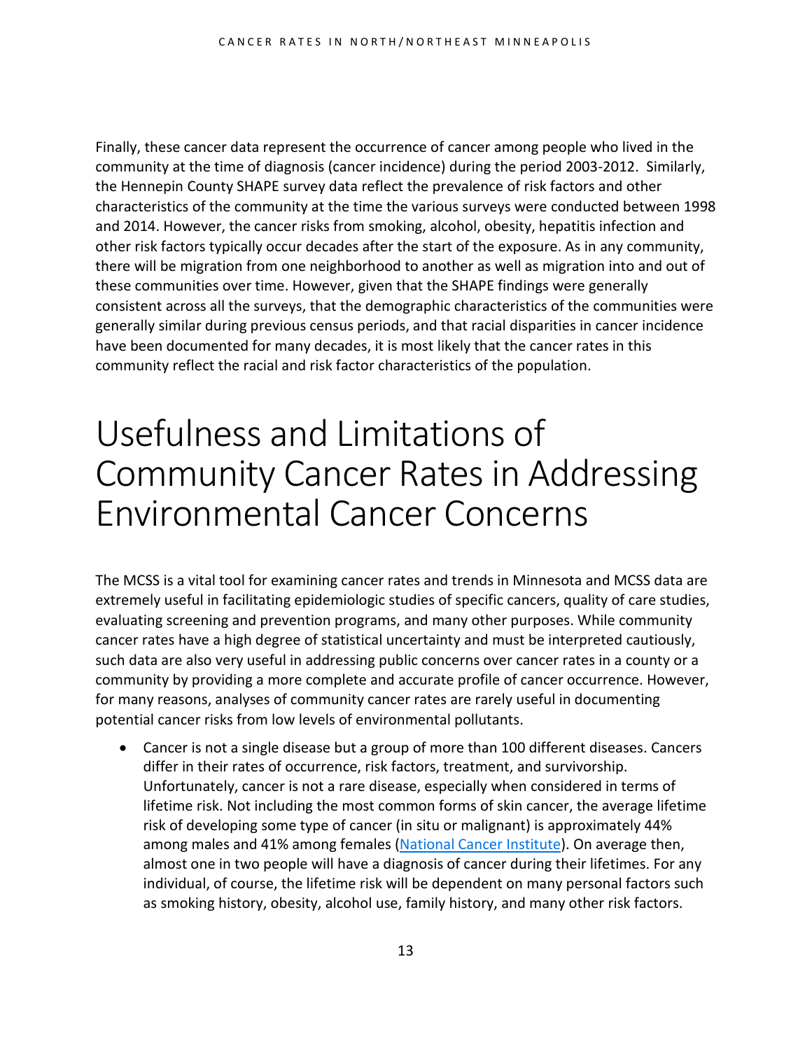Finally, these cancer data represent the occurrence of cancer among people who lived in the community at the time of diagnosis (cancer incidence) during the period 2003-2012. Similarly, the Hennepin County SHAPE survey data reflect the prevalence of risk factors and other characteristics of the community at the time the various surveys were conducted between 1998 and 2014. However, the cancer risks from smoking, alcohol, obesity, hepatitis infection and other risk factors typically occur decades after the start of the exposure. As in any community, there will be migration from one neighborhood to another as well as migration into and out of these communities over time. However, given that the SHAPE findings were generally consistent across all the surveys, that the demographic characteristics of the communities were generally similar during previous census periods, and that racial disparities in cancer incidence have been documented for many decades, it is most likely that the cancer rates in this community reflect the racial and risk factor characteristics of the population.

# Usefulness and Limitations of Community Cancer Rates in Addressing Environmental Cancer Concerns

The MCSS is a vital tool for examining cancer rates and trends in Minnesota and MCSS data are extremely useful in facilitating epidemiologic studies of specific cancers, quality of care studies, evaluating screening and prevention programs, and many other purposes. While community cancer rates have a high degree of statistical uncertainty and must be interpreted cautiously, such data are also very useful in addressing public concerns over cancer rates in a county or a community by providing a more complete and accurate profile of cancer occurrence. However, for many reasons, analyses of community cancer rates are rarely useful in documenting potential cancer risks from low levels of environmental pollutants.

- Cancer is not a single disease but a group of more than 100 different diseases. Cancers differ in their rates of occurrence, risk factors, treatment, and survivorship. Unfortunately, cancer is not a rare disease, especially when considered in terms of lifetime risk. Not including the most common forms of skin cancer, the average lifetime risk of developing some type of cancer (in situ or malignant) is approximately 44% among males and 41% among females (National Cancer Institute). On average then, almost one in two people will have a diagnosis of cancer during their lifetimes. For any individual, of course, the lifetime risk will be dependent on many personal factors such as smoking history, obesity, alcohol use, family history, and many other risk factors.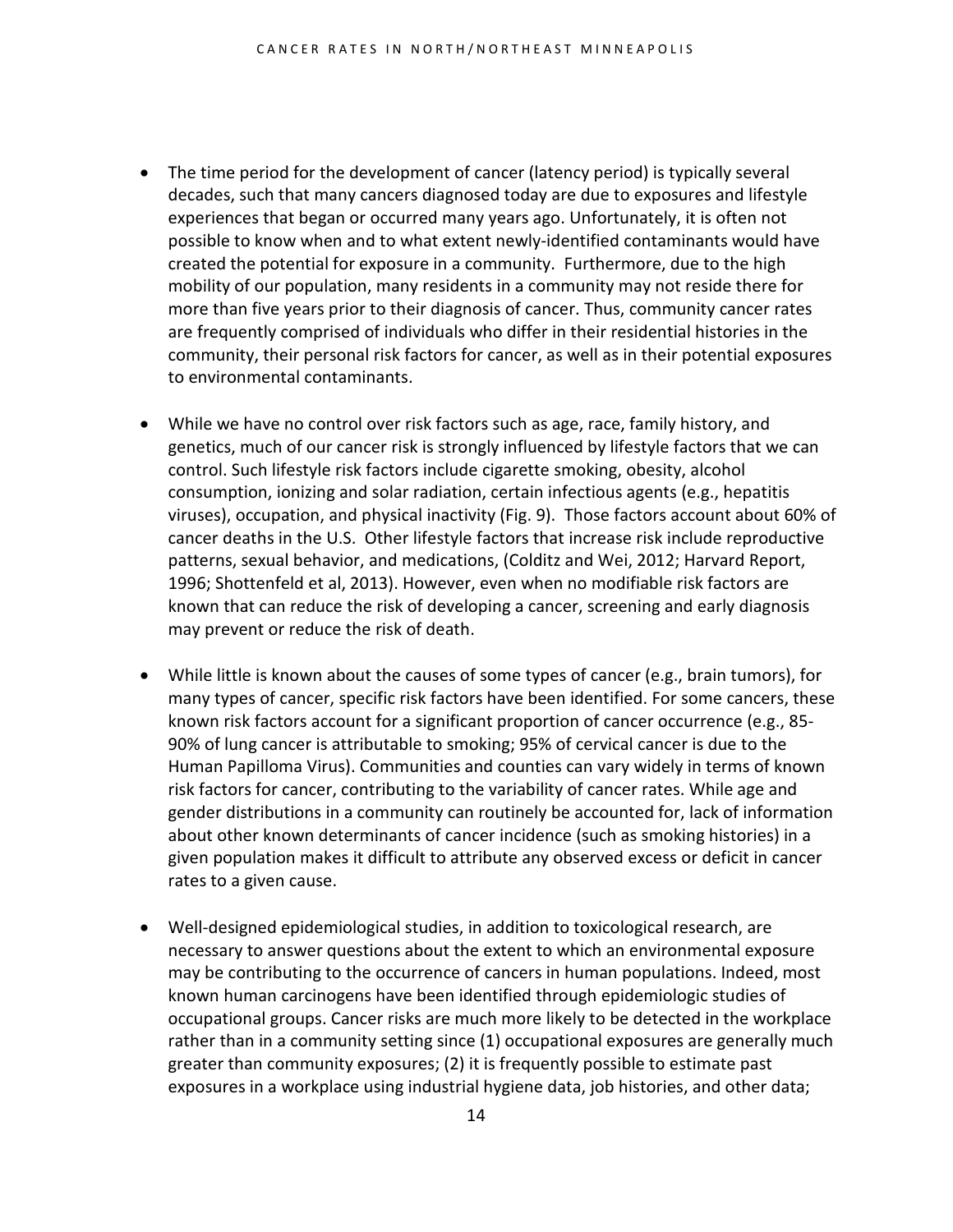- The time period for the development of cancer (latency period) is typically several decades, such that many cancers diagnosed today are due to exposures and lifestyle experiences that began or occurred many years ago. Unfortunately, it is often not possible to know when and to what extent newly-identified contaminants would have created the potential for exposure in a community. Furthermore, due to the high mobility of our population, many residents in a community may not reside there for more than five years prior to their diagnosis of cancer. Thus, community cancer rates are frequently comprised of individuals who differ in their residential histories in the community, their personal risk factors for cancer, as well as in their potential exposures to environmental contaminants.

- While we have no control over risk factors such as age, race, family history, and genetics, much of our cancer risk is strongly influenced by lifestyle factors that we can control. Such lifestyle risk factors include cigarette smoking, obesity, alcohol consumption, ionizing and solar radiation, certain infectious agents (e.g., hepatitis viruses), occupation, and physical inactivity (Fig. 9). Those factors account about 60% of cancer deaths in the U.S. Other lifestyle factors that increase risk include reproductive patterns, sexual behavior, and medications, (Colditz and Wei, 2012; Harvard Report, 1996; Shottenfeld et al, 2013). However, even when no modifiable risk factors are known that can reduce the risk of developing a cancer, screening and early diagnosis may prevent or reduce the risk of death.

- While little is known about the causes of some types of cancer (e.g., brain tumors), for many types of cancer, specific risk factors have been identified. For some cancers, these known risk factors account for a significant proportion of cancer occurrence (e.g., 85-90% of lung cancer is attributable to smoking; 95% of cervical cancer is due to the Human Papilloma Virus). Communities and counties can vary widely in terms of known risk factors for cancer, contributing to the variability of cancer rates. While age and gender distributions in a community can routinely be accounted for, lack of information about other known determinants of cancer incidence (such as smoking histories) in a given population makes it difficult to attribute any observed excess or deficit in cancer rates to a given cause.

- Well-designed epidemiological studies, in addition to toxicological research, are necessary to answer questions about the extent to which an environmental exposure may be contributing to the occurrence of cancers in human populations. Indeed, most known human carcinogens have been identified through epidemiologic studies of occupational groups. Cancer risks are much more likely to be detected in the workplace rather than in a community setting since (1) occupational exposures are generally much greater than community exposures; (2) it is frequently possible to estimate past exposures in a workplace using industrial hygiene data, job histories, and other data;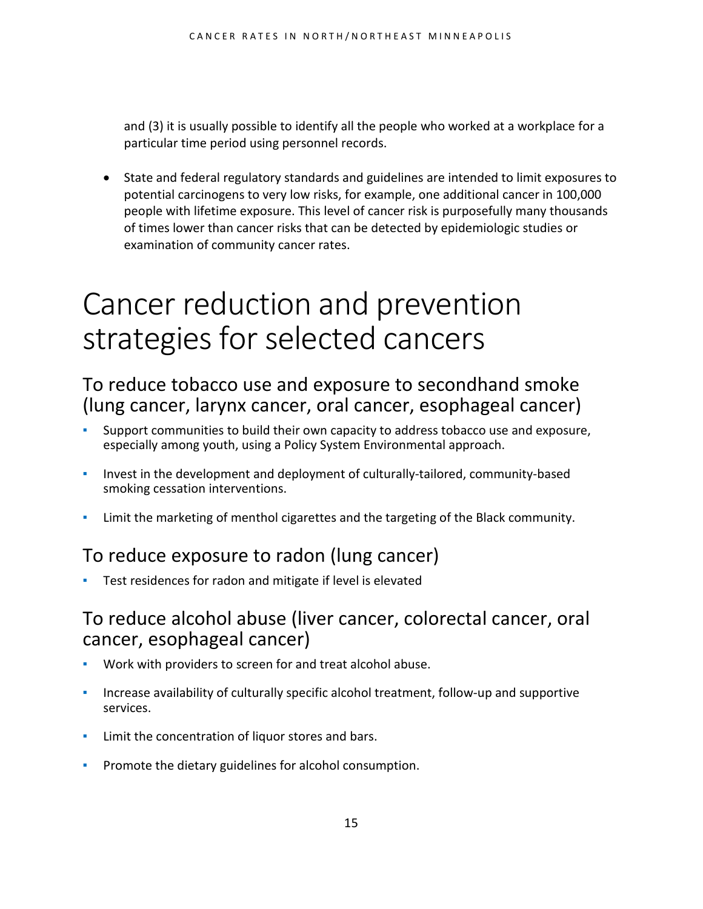and (3) it is usually possible to identify all the people who worked at a workplace for a particular time period using personnel records.

- State and federal regulatory standards and guidelines are intended to limit exposures to potential carcinogens to very low risks, for example, one additional cancer in 100,000 people with lifetime exposure. This level of cancer risk is purposefully many thousands of times lower than cancer risks that can be detected by epidemiologic studies or examination of community cancer rates.

# Cancer reduction and prevention strategies for selected cancers

## To reduce tobacco use and exposure to secondhand smoke (lung cancer, larynx cancer, oral cancer, esophageal cancer)

- Support communities to build their own capacity to address tobacco use and exposure, especially among youth, using a Policy System Environmental approach.
- Invest in the development and deployment of culturally-tailored, community-based smoking cessation interventions.
- Limit the marketing of menthol cigarettes and the targeting of the Black community.

## To reduce exposure to radon (lung cancer)

- Test residences for radon and mitigate if level is elevated

## To reduce alcohol abuse (liver cancer, colorectal cancer, oral cancer, esophageal cancer)

- Work with providers to screen for and treat alcohol abuse.
- Increase availability of culturally specific alcohol treatment, follow-up and supportive services.
- Limit the concentration of liquor stores and bars.
- Promote the dietary guidelines for alcohol consumption.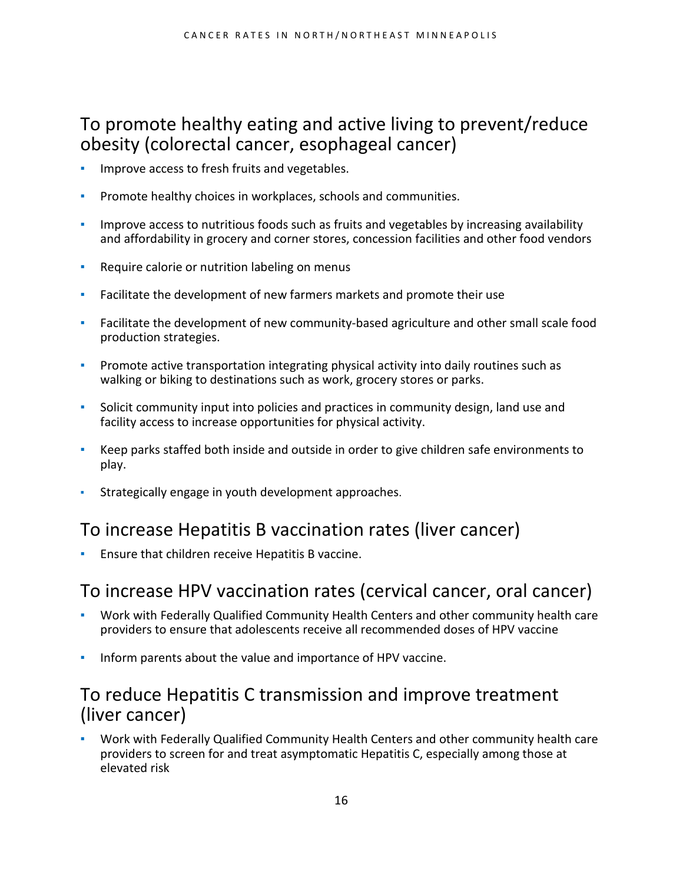## To promote healthy eating and active living to prevent/reduce obesity (colorectal cancer, esophageal cancer)

- Improve access to fresh fruits and vegetables.
- Promote healthy choices in workplaces, schools and communities.
- Improve access to nutritious foods such as fruits and vegetables by increasing availability and affordability in grocery and corner stores, concession facilities and other food vendors
- Require calorie or nutrition labeling on menus
- Facilitate the development of new farmers markets and promote their use
- Facilitate the development of new community-based agriculture and other small scale food production strategies.
- Promote active transportation integrating physical activity into daily routines such as walking or biking to destinations such as work, grocery stores or parks.
- Solicit community input into policies and practices in community design, land use and facility access to increase opportunities for physical activity.
- Keep parks staffed both inside and outside in order to give children safe environments to play.
- Strategically engage in youth development approaches.

## To increase Hepatitis B vaccination rates (liver cancer)

- Ensure that children receive Hepatitis B vaccine.

## To increase HPV vaccination rates (cervical cancer, oral cancer)

- Work with Federally Qualified Community Health Centers and other community health care providers to ensure that adolescents receive all recommended doses of HPV vaccine
- Inform parents about the value and importance of HPV vaccine.

## To reduce Hepatitis C transmission and improve treatment (liver cancer)

- Work with Federally Qualified Community Health Centers and other community health care providers to screen for and treat asymptomatic Hepatitis C, especially among those at elevated risk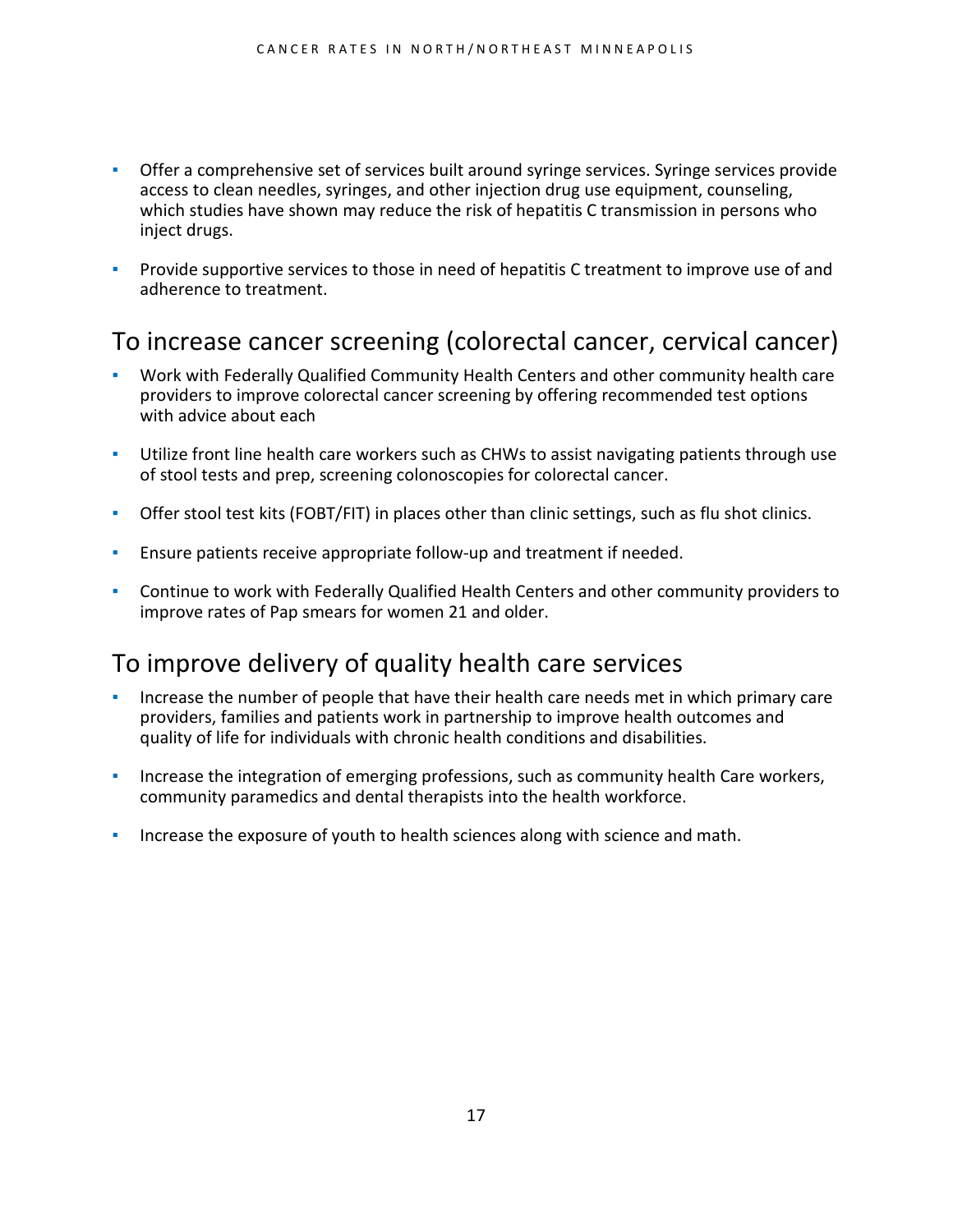- Offer a comprehensive set of services built around syringe services. Syringe services provide access to clean needles, syringes, and other injection drug use equipment, counseling, which studies have shown may reduce the risk of hepatitis C transmission in persons who inject drugs.
- Provide supportive services to those in need of hepatitis C treatment to improve use of and adherence to treatment.

## To increase cancer screening (colorectal cancer, cervical cancer)

- Work with Federally Qualified Community Health Centers and other community health care providers to improve colorectal cancer screening by offering recommended test options with advice about each
- Utilize front line health care workers such as CHWs to assist navigating patients through use of stool tests and prep, screening colonoscopies for colorectal cancer.
- Offer stool test kits (FOBT/FIT) in places other than clinic settings, such as flu shot clinics.
- Ensure patients receive appropriate follow-up and treatment if needed.
- Continue to work with Federally Qualified Health Centers and other community providers to improve rates of Pap smears for women 21 and older.

## To improve delivery of quality health care services

- Increase the number of people that have their health care needs met in which primary care providers, families and patients work in partnership to improve health outcomes and quality of life for individuals with chronic health conditions and disabilities.
- Increase the integration of emerging professions, such as community health Care workers, community paramedics and dental therapists into the health workforce.
- Increase the exposure of youth to health sciences along with science and math.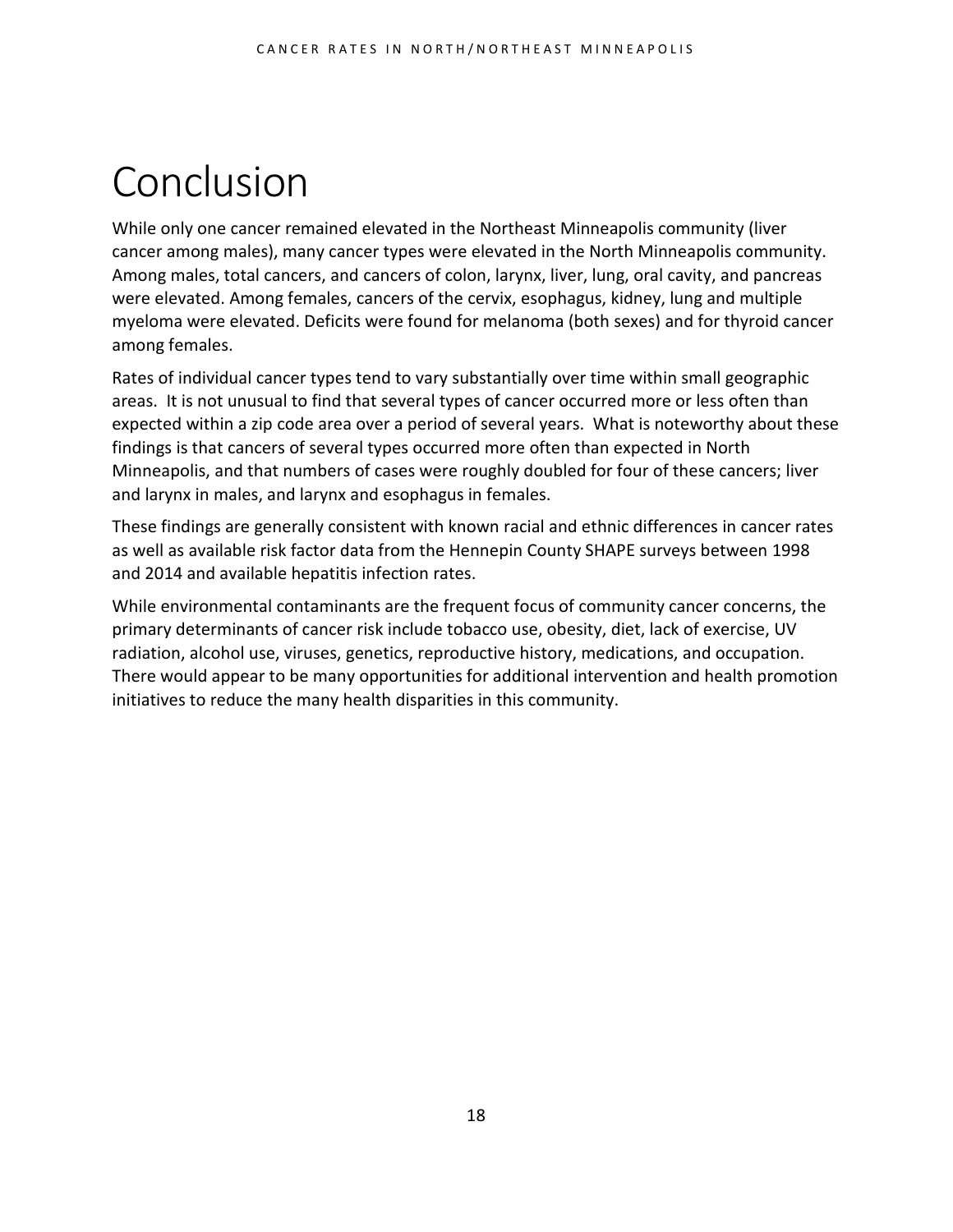# Conclusion

While only one cancer remained elevated in the Northeast Minneapolis community (liver cancer among males), many cancer types were elevated in the North Minneapolis community. Among males, total cancers, and cancers of colon, larynx, liver, lung, oral cavity, and pancreas were elevated. Among females, cancers of the cervix, esophagus, kidney, lung and multiple myeloma were elevated. Deficits were found for melanoma (both sexes) and for thyroid cancer among females.

Rates of individual cancer types tend to vary substantially over time within small geographic areas. It is not unusual to find that several types of cancer occurred more or less often than expected within a zip code area over a period of several years. What is noteworthy about these findings is that cancers of several types occurred more often than expected in North Minneapolis, and that numbers of cases were roughly doubled for four of these cancers; liver and larynx in males, and larynx and esophagus in females.

These findings are generally consistent with known racial and ethnic differences in cancer rates as well as available risk factor data from the Hennepin County SHAPE surveys between 1998 and 2014 and available hepatitis infection rates.

While environmental contaminants are the frequent focus of community cancer concerns, the primary determinants of cancer risk include tobacco use, obesity, diet, lack of exercise, UV radiation, alcohol use, viruses, genetics, reproductive history, medications, and occupation. There would appear to be many opportunities for additional intervention and health promotion initiatives to reduce the many health disparities in this community.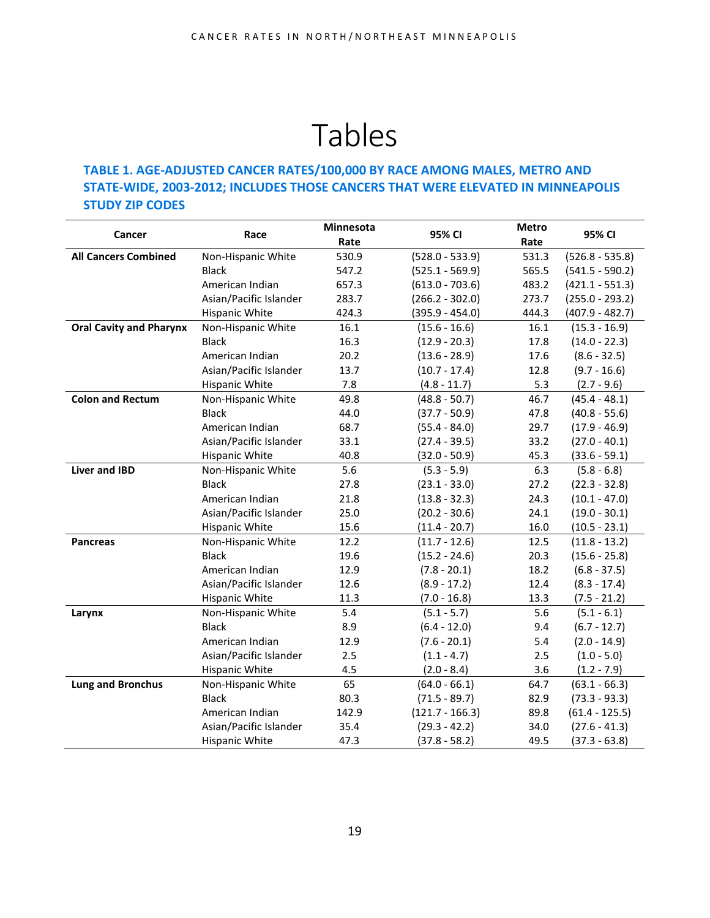# Tables

### TABLE 1. AGE-ADJUSTED CANCER RATES/100,000 BY RACE AMONG MALES, METRO AND STATE-WIDE, 2003-2012; INCLUDES THOSE CANCERS THAT WERE ELEVATED IN MINNEAPOLIS STUDY ZIP CODES

| Cancer | Race | Minnesota Rate | 95% CI | Metro Rate | 95% CI |
|---|---|---|---|---|---|
| **All Cancers Combined** | Non-Hispanic White | 530.9 | (528.0 - 533.9) | 531.3 | (526.8 - 535.8) |
| | Black | 547.2 | (525.1 - 569.9) | 565.5 | (541.5 - 590.2) |
| | American Indian | 657.3 | (613.0 - 703.6) | 483.2 | (421.1 - 551.3) |
| | Asian/Pacific Islander | 283.7 | (266.2 - 302.0) | 273.7 | (255.0 - 293.2) |
| | Hispanic White | 424.3 | (395.9 - 454.0) | 444.3 | (407.9 - 482.7) |
| **Oral Cavity and Pharynx** | Non-Hispanic White | 16.1 | (15.6 - 16.6) | 16.1 | (15.3 - 16.9) |
| | Black | 16.3 | (12.9 - 20.3) | 17.8 | (14.0 - 22.3) |
| | American Indian | 20.2 | (13.6 - 28.9) | 17.6 | (8.6 - 32.5) |
| | Asian/Pacific Islander | 13.7 | (10.7 - 17.4) | 12.8 | (9.7 - 16.6) |
| | Hispanic White | 7.8 | (4.8 - 11.7) | 5.3 | (2.7 - 9.6) |
| **Colon and Rectum** | Non-Hispanic White | 49.8 | (48.8 - 50.7) | 46.7 | (45.4 - 48.1) |
| | Black | 44.0 | (37.7 - 50.9) | 47.8 | (40.8 - 55.6) |
| | American Indian | 68.7 | (55.4 - 84.0) | 29.7 | (17.9 - 46.9) |
| | Asian/Pacific Islander | 33.1 | (27.4 - 39.5) | 33.2 | (27.0 - 40.1) |
| | Hispanic White | 40.8 | (32.0 - 50.9) | 45.3 | (33.6 - 59.1) |
| **Liver and IBD** | Non-Hispanic White | 5.6 | (5.3 - 5.9) | 6.3 | (5.8 - 6.8) |
| | Black | 27.8 | (23.1 - 33.0) | 27.2 | (22.3 - 32.8) |
| | American Indian | 21.8 | (13.8 - 32.3) | 24.3 | (10.1 - 47.0) |
| | Asian/Pacific Islander | 25.0 | (20.2 - 30.6) | 24.1 | (19.0 - 30.1) |
| | Hispanic White | 15.6 | (11.4 - 20.7) | 16.0 | (10.5 - 23.1) |
| **Pancreas** | Non-Hispanic White | 12.2 | (11.7 - 12.6) | 12.5 | (11.8 - 13.2) |
| | Black | 19.6 | (15.2 - 24.6) | 20.3 | (15.6 - 25.8) |
| | American Indian | 12.9 | (7.8 - 20.1) | 18.2 | (6.8 - 37.5) |
| | Asian/Pacific Islander | 12.6 | (8.9 - 17.2) | 12.4 | (8.3 - 17.4) |
| | Hispanic White | 11.3 | (7.0 - 16.8) | 13.3 | (7.5 - 21.2) |
| **Larynx** | Non-Hispanic White | 5.4 | (5.1 - 5.7) | 5.6 | (5.1 - 6.1) |
| | Black | 8.9 | (6.4 - 12.0) | 9.4 | (6.7 - 12.7) |
| | American Indian | 12.9 | (7.6 - 20.1) | 5.4 | (2.0 - 14.9) |
| | Asian/Pacific Islander | 2.5 | (1.1 - 4.7) | 2.5 | (1.0 - 5.0) |
| | Hispanic White | 4.5 | (2.0 - 8.4) | 3.6 | (1.2 - 7.9) |
| **Lung and Bronchus** | Non-Hispanic White | 65 | (64.0 - 66.1) | 64.7 | (63.1 - 66.3) |
| | Black | 80.3 | (71.5 - 89.7) | 82.9 | (73.3 - 93.3) |
| | American Indian | 142.9 | (121.7 - 166.3) | 89.8 | (61.4 - 125.5) |
| | Asian/Pacific Islander | 35.4 | (29.3 - 42.2) | 34.0 | (27.6 - 41.3) |
| | Hispanic White | 47.3 | (37.8 - 58.2) | 49.5 | (37.3 - 63.8) |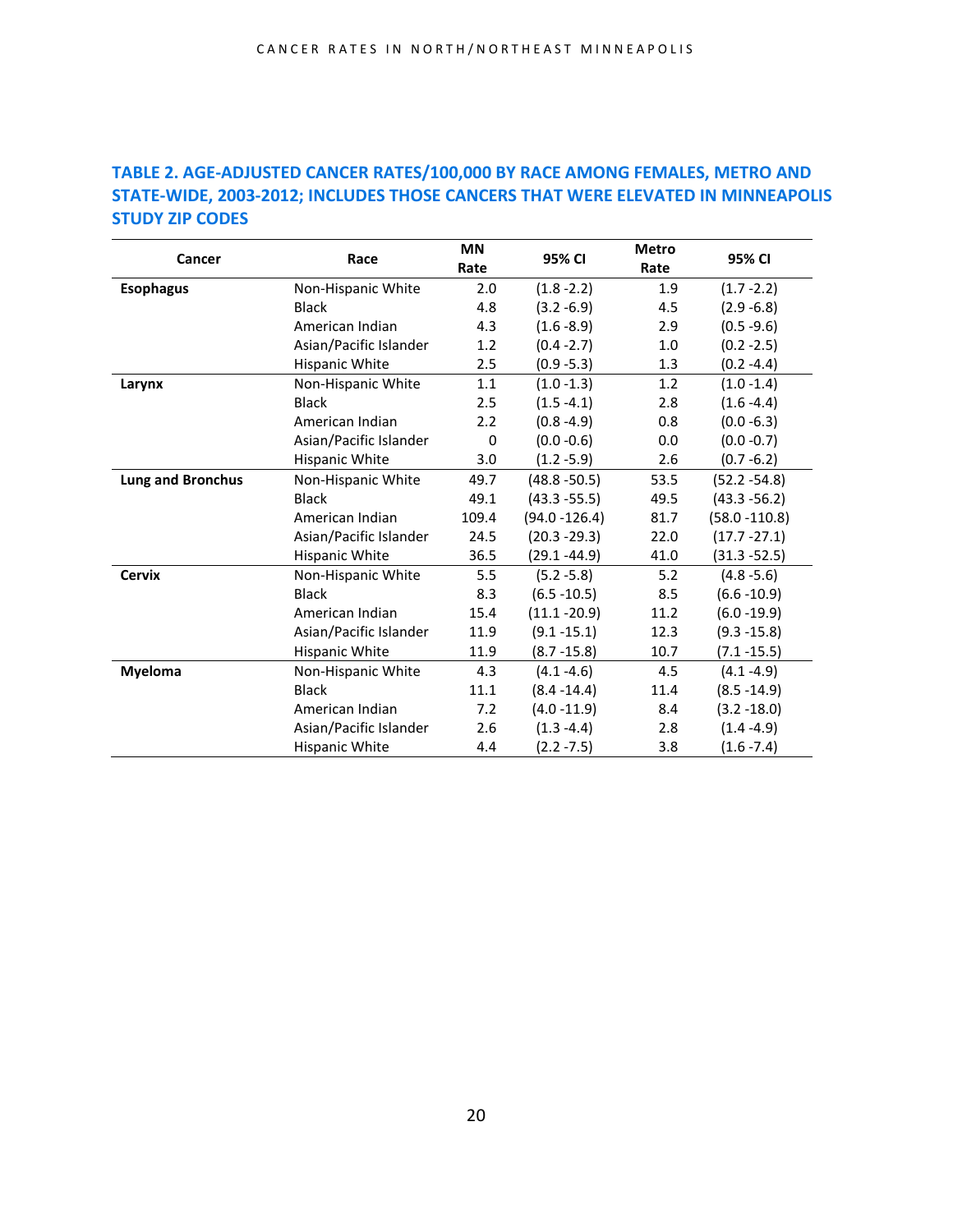## TABLE 2. AGE-ADJUSTED CANCER RATES/100,000 BY RACE AMONG FEMALES, METRO AND STATE-WIDE, 2003-2012; INCLUDES THOSE CANCERS THAT WERE ELEVATED IN MINNEAPOLIS STUDY ZIP CODES

| Cancer | Race | MN Rate | 95% CI | Metro Rate | 95% CI |
|---|---|---|---|---|---|
| **Esophagus** | Non-Hispanic White | 2.0 | (1.8 -2.2) | 1.9 | (1.7 -2.2) |
| | Black | 4.8 | (3.2 -6.9) | 4.5 | (2.9 -6.8) |
| | American Indian | 4.3 | (1.6 -8.9) | 2.9 | (0.5 -9.6) |
| | Asian/Pacific Islander | 1.2 | (0.4 -2.7) | 1.0 | (0.2 -2.5) |
| | Hispanic White | 2.5 | (0.9 -5.3) | 1.3 | (0.2 -4.4) |
| **Larynx** | Non-Hispanic White | 1.1 | (1.0 -1.3) | 1.2 | (1.0 -1.4) |
| | Black | 2.5 | (1.5 -4.1) | 2.8 | (1.6 -4.4) |
| | American Indian | 2.2 | (0.8 -4.9) | 0.8 | (0.0 -6.3) |
| | Asian/Pacific Islander | 0 | (0.0 -0.6) | 0.0 | (0.0 -0.7) |
| | Hispanic White | 3.0 | (1.2 -5.9) | 2.6 | (0.7 -6.2) |
| **Lung and Bronchus** | Non-Hispanic White | 49.7 | (48.8 -50.5) | 53.5 | (52.2 -54.8) |
| | Black | 49.1 | (43.3 -55.5) | 49.5 | (43.3 -56.2) |
| | American Indian | 109.4 | (94.0 -126.4) | 81.7 | (58.0 -110.8) |
| | Asian/Pacific Islander | 24.5 | (20.3 -29.3) | 22.0 | (17.7 -27.1) |
| | Hispanic White | 36.5 | (29.1 -44.9) | 41.0 | (31.3 -52.5) |
| **Cervix** | Non-Hispanic White | 5.5 | (5.2 -5.8) | 5.2 | (4.8 -5.6) |
| | Black | 8.3 | (6.5 -10.5) | 8.5 | (6.6 -10.9) |
| | American Indian | 15.4 | (11.1 -20.9) | 11.2 | (6.0 -19.9) |
| | Asian/Pacific Islander | 11.9 | (9.1 -15.1) | 12.3 | (9.3 -15.8) |
| | Hispanic White | 11.9 | (8.7 -15.8) | 10.7 | (7.1 -15.5) |
| **Myeloma** | Non-Hispanic White | 4.3 | (4.1 -4.6) | 4.5 | (4.1 -4.9) |
| | Black | 11.1 | (8.4 -14.4) | 11.4 | (8.5 -14.9) |
| | American Indian | 7.2 | (4.0 -11.9) | 8.4 | (3.2 -18.0) |
| | Asian/Pacific Islander | 2.6 | (1.3 -4.4) | 2.8 | (1.4 -4.9) |
| | Hispanic White | 4.4 | (2.2 -7.5) | 3.8 | (1.6 -7.4) |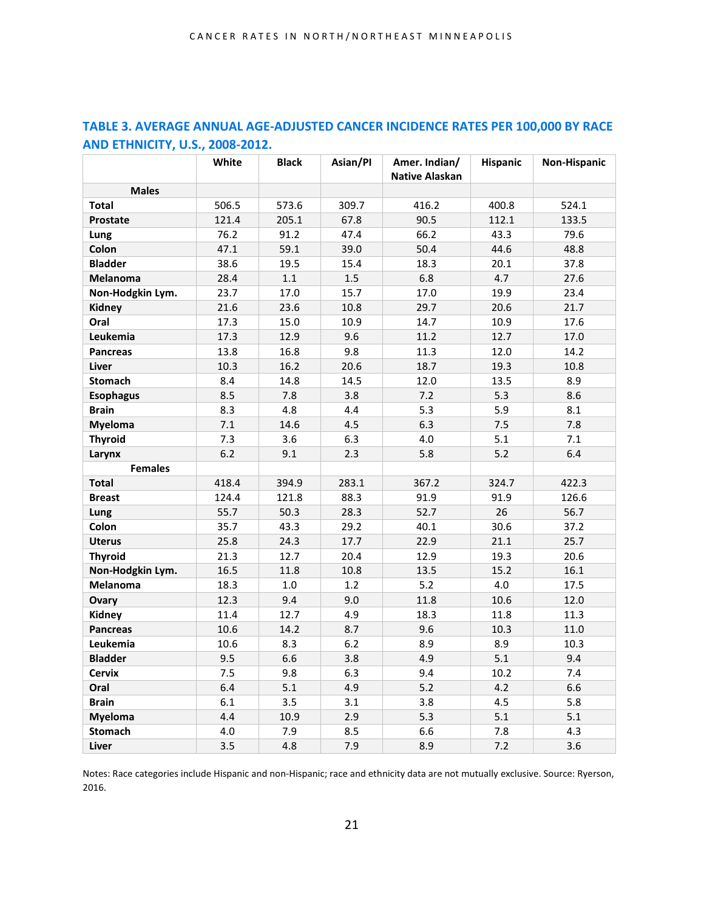### TABLE 3. AVERAGE ANNUAL AGE-ADJUSTED CANCER INCIDENCE RATES PER 100,000 BY RACE AND ETHNICITY, U.S., 2008-2012.

| | White | Black | Asian/PI | Amer. Indian/ Native Alaskan | Hispanic | Non-Hispanic |
|---|---|---|---|---|---|---|
| **Males** | | | | | | |
| **Total** | 506.5 | 573.6 | 309.7 | 416.2 | 400.8 | 524.1 |
| **Prostate** | 121.4 | 205.1 | 67.8 | 90.5 | 112.1 | 133.5 |
| **Lung** | 76.2 | 91.2 | 47.4 | 66.2 | 43.3 | 79.6 |
| **Colon** | 47.1 | 59.1 | 39.0 | 50.4 | 44.6 | 48.8 |
| **Bladder** | 38.6 | 19.5 | 15.4 | 18.3 | 20.1 | 37.8 |
| **Melanoma** | 28.4 | 1.1 | 1.5 | 6.8 | 4.7 | 27.6 |
| **Non-Hodgkin Lym.** | 23.7 | 17.0 | 15.7 | 17.0 | 19.9 | 23.4 |
| **Kidney** | 21.6 | 23.6 | 10.8 | 29.7 | 20.6 | 21.7 |
| **Oral** | 17.3 | 15.0 | 10.9 | 14.7 | 10.9 | 17.6 |
| **Leukemia** | 17.3 | 12.9 | 9.6 | 11.2 | 12.7 | 17.0 |
| **Pancreas** | 13.8 | 16.8 | 9.8 | 11.3 | 12.0 | 14.2 |
| **Liver** | 10.3 | 16.2 | 20.6 | 18.7 | 19.3 | 10.8 |
| **Stomach** | 8.4 | 14.8 | 14.5 | 12.0 | 13.5 | 8.9 |
| **Esophagus** | 8.5 | 7.8 | 3.8 | 7.2 | 5.3 | 8.6 |
| **Brain** | 8.3 | 4.8 | 4.4 | 5.3 | 5.9 | 8.1 |
| **Myeloma** | 7.1 | 14.6 | 4.5 | 6.3 | 7.5 | 7.8 |
| **Thyroid** | 7.3 | 3.6 | 6.3 | 4.0 | 5.1 | 7.1 |
| **Larynx** | 6.2 | 9.1 | 2.3 | 5.8 | 5.2 | 6.4 |
| **Females** | | | | | | |
| **Total** | 418.4 | 394.9 | 283.1 | 367.2 | 324.7 | 422.3 |
| **Breast** | 124.4 | 121.8 | 88.3 | 91.9 | 91.9 | 126.6 |
| **Lung** | 55.7 | 50.3 | 28.3 | 52.7 | 26 | 56.7 |
| **Colon** | 35.7 | 43.3 | 29.2 | 40.1 | 30.6 | 37.2 |
| **Uterus** | 25.8 | 24.3 | 17.7 | 22.9 | 21.1 | 25.7 |
| **Thyroid** | 21.3 | 12.7 | 20.4 | 12.9 | 19.3 | 20.6 |
| **Non-Hodgkin Lym.** | 16.5 | 11.8 | 10.8 | 13.5 | 15.2 | 16.1 |
| **Melanoma** | 18.3 | 1.0 | 1.2 | 5.2 | 4.0 | 17.5 |
| **Ovary** | 12.3 | 9.4 | 9.0 | 11.8 | 10.6 | 12.0 |
| **Kidney** | 11.4 | 12.7 | 4.9 | 18.3 | 11.8 | 11.3 |
| **Pancreas** | 10.6 | 14.2 | 8.7 | 9.6 | 10.3 | 11.0 |
| **Leukemia** | 10.6 | 8.3 | 6.2 | 8.9 | 8.9 | 10.3 |
| **Bladder** | 9.5 | 6.6 | 3.8 | 4.9 | 5.1 | 9.4 |
| **Cervix** | 7.5 | 9.8 | 6.3 | 9.4 | 10.2 | 7.4 |
| **Oral** | 6.4 | 5.1 | 4.9 | 5.2 | 4.2 | 6.6 |
| **Brain** | 6.1 | 3.5 | 3.1 | 3.8 | 4.5 | 5.8 |
| **Myeloma** | 4.4 | 10.9 | 2.9 | 5.3 | 5.1 | 5.1 |
| **Stomach** | 4.0 | 7.9 | 8.5 | 6.6 | 7.8 | 4.3 |
| **Liver** | 3.5 | 4.8 | 7.9 | 8.9 | 7.2 | 3.6 |

Notes: Race categories include Hispanic and non-Hispanic; race and ethnicity data are not mutually exclusive. Source: Ryerson, 2016.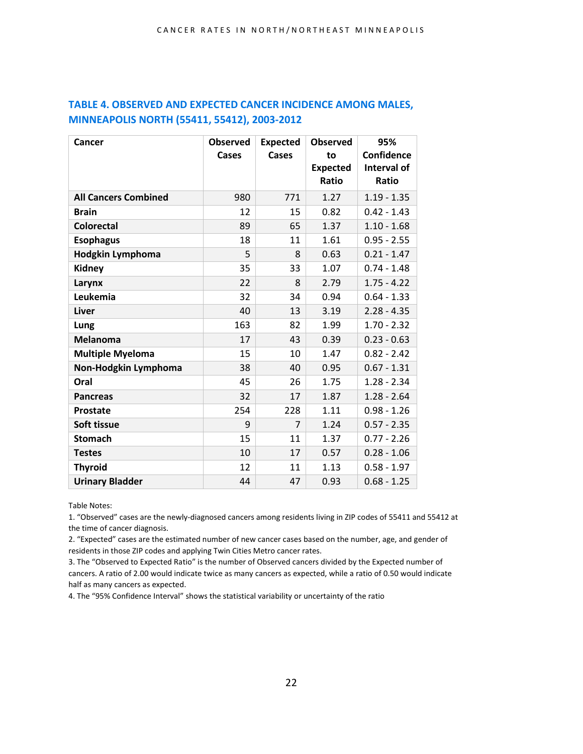## TABLE 4. OBSERVED AND EXPECTED CANCER INCIDENCE AMONG MALES, MINNEAPOLIS NORTH (55411, 55412), 2003-2012

| Cancer | Observed Cases | Expected Cases | Observed to Expected Ratio | 95% Confidence Interval of Ratio |
|---|---|---|---|---|
| **All Cancers Combined** | 980 | 771 | 1.27 | 1.19 - 1.35 |
| **Brain** | 12 | 15 | 0.82 | 0.42 - 1.43 |
| **Colorectal** | 89 | 65 | 1.37 | 1.10 - 1.68 |
| **Esophagus** | 18 | 11 | 1.61 | 0.95 - 2.55 |
| **Hodgkin Lymphoma** | 5 | 8 | 0.63 | 0.21 - 1.47 |
| **Kidney** | 35 | 33 | 1.07 | 0.74 - 1.48 |
| **Larynx** | 22 | 8 | 2.79 | 1.75 - 4.22 |
| **Leukemia** | 32 | 34 | 0.94 | 0.64 - 1.33 |
| **Liver** | 40 | 13 | 3.19 | 2.28 - 4.35 |
| **Lung** | 163 | 82 | 1.99 | 1.70 - 2.32 |
| **Melanoma** | 17 | 43 | 0.39 | 0.23 - 0.63 |
| **Multiple Myeloma** | 15 | 10 | 1.47 | 0.82 - 2.42 |
| **Non-Hodgkin Lymphoma** | 38 | 40 | 0.95 | 0.67 - 1.31 |
| **Oral** | 45 | 26 | 1.75 | 1.28 - 2.34 |
| **Pancreas** | 32 | 17 | 1.87 | 1.28 - 2.64 |
| **Prostate** | 254 | 228 | 1.11 | 0.98 - 1.26 |
| **Soft tissue** | 9 | 7 | 1.24 | 0.57 - 2.35 |
| **Stomach** | 15 | 11 | 1.37 | 0.77 - 2.26 |
| **Testes** | 10 | 17 | 0.57 | 0.28 - 1.06 |
| **Thyroid** | 12 | 11 | 1.13 | 0.58 - 1.97 |
| **Urinary Bladder** | 44 | 47 | 0.93 | 0.68 - 1.25 |

Table Notes:

1. "Observed" cases are the newly-diagnosed cancers among residents living in ZIP codes of 55411 and 55412 at the time of cancer diagnosis.
2. "Expected" cases are the estimated number of new cancer cases based on the number, age, and gender of residents in those ZIP codes and applying Twin Cities Metro cancer rates.
3. The "Observed to Expected Ratio" is the number of Observed cancers divided by the Expected number of cancers. A ratio of 2.00 would indicate twice as many cancers as expected, while a ratio of 0.50 would indicate half as many cancers as expected.
4. The "95% Confidence Interval" shows the statistical variability or uncertainty of the ratio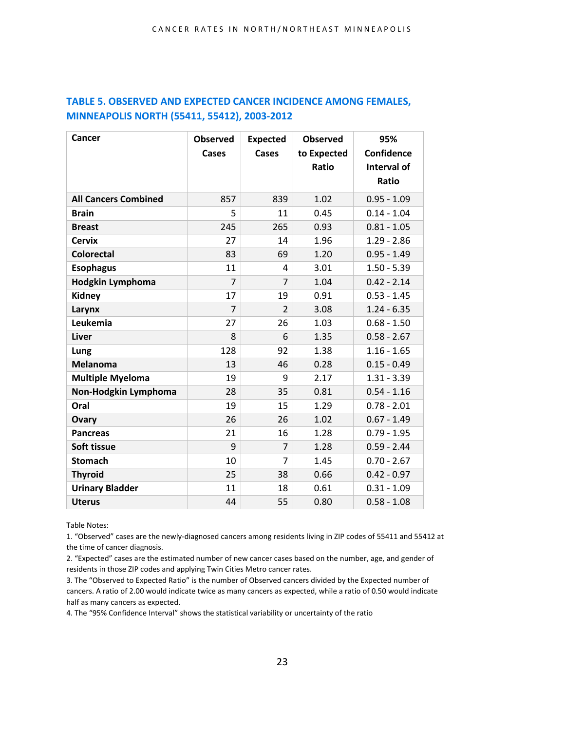## TABLE 5. OBSERVED AND EXPECTED CANCER INCIDENCE AMONG FEMALES, MINNEAPOLIS NORTH (55411, 55412), 2003-2012

| Cancer | Observed Cases | Expected Cases | Observed to Expected Ratio | 95% Confidence Interval of Ratio |
|---|---|---|---|---|
| **All Cancers Combined** | 857 | 839 | 1.02 | 0.95 - 1.09 |
| **Brain** | 5 | 11 | 0.45 | 0.14 - 1.04 |
| **Breast** | 245 | 265 | 0.93 | 0.81 - 1.05 |
| **Cervix** | 27 | 14 | 1.96 | 1.29 - 2.86 |
| **Colorectal** | 83 | 69 | 1.20 | 0.95 - 1.49 |
| **Esophagus** | 11 | 4 | 3.01 | 1.50 - 5.39 |
| **Hodgkin Lymphoma** | 7 | 7 | 1.04 | 0.42 - 2.14 |
| **Kidney** | 17 | 19 | 0.91 | 0.53 - 1.45 |
| **Larynx** | 7 | 2 | 3.08 | 1.24 - 6.35 |
| **Leukemia** | 27 | 26 | 1.03 | 0.68 - 1.50 |
| **Liver** | 8 | 6 | 1.35 | 0.58 - 2.67 |
| **Lung** | 128 | 92 | 1.38 | 1.16 - 1.65 |
| **Melanoma** | 13 | 46 | 0.28 | 0.15 - 0.49 |
| **Multiple Myeloma** | 19 | 9 | 2.17 | 1.31 - 3.39 |
| **Non-Hodgkin Lymphoma** | 28 | 35 | 0.81 | 0.54 - 1.16 |
| **Oral** | 19 | 15 | 1.29 | 0.78 - 2.01 |
| **Ovary** | 26 | 26 | 1.02 | 0.67 - 1.49 |
| **Pancreas** | 21 | 16 | 1.28 | 0.79 - 1.95 |
| **Soft tissue** | 9 | 7 | 1.28 | 0.59 - 2.44 |
| **Stomach** | 10 | 7 | 1.45 | 0.70 - 2.67 |
| **Thyroid** | 25 | 38 | 0.66 | 0.42 - 0.97 |
| **Urinary Bladder** | 11 | 18 | 0.61 | 0.31 - 1.09 |
| **Uterus** | 44 | 55 | 0.80 | 0.58 - 1.08 |

Table Notes:

1. "Observed" cases are the newly-diagnosed cancers among residents living in ZIP codes of 55411 and 55412 at the time of cancer diagnosis.
2. "Expected" cases are the estimated number of new cancer cases based on the number, age, and gender of residents in those ZIP codes and applying Twin Cities Metro cancer rates.
3. The "Observed to Expected Ratio" is the number of Observed cancers divided by the Expected number of cancers. A ratio of 2.00 would indicate twice as many cancers as expected, while a ratio of 0.50 would indicate half as many cancers as expected.
4. The "95% Confidence Interval" shows the statistical variability or uncertainty of the ratio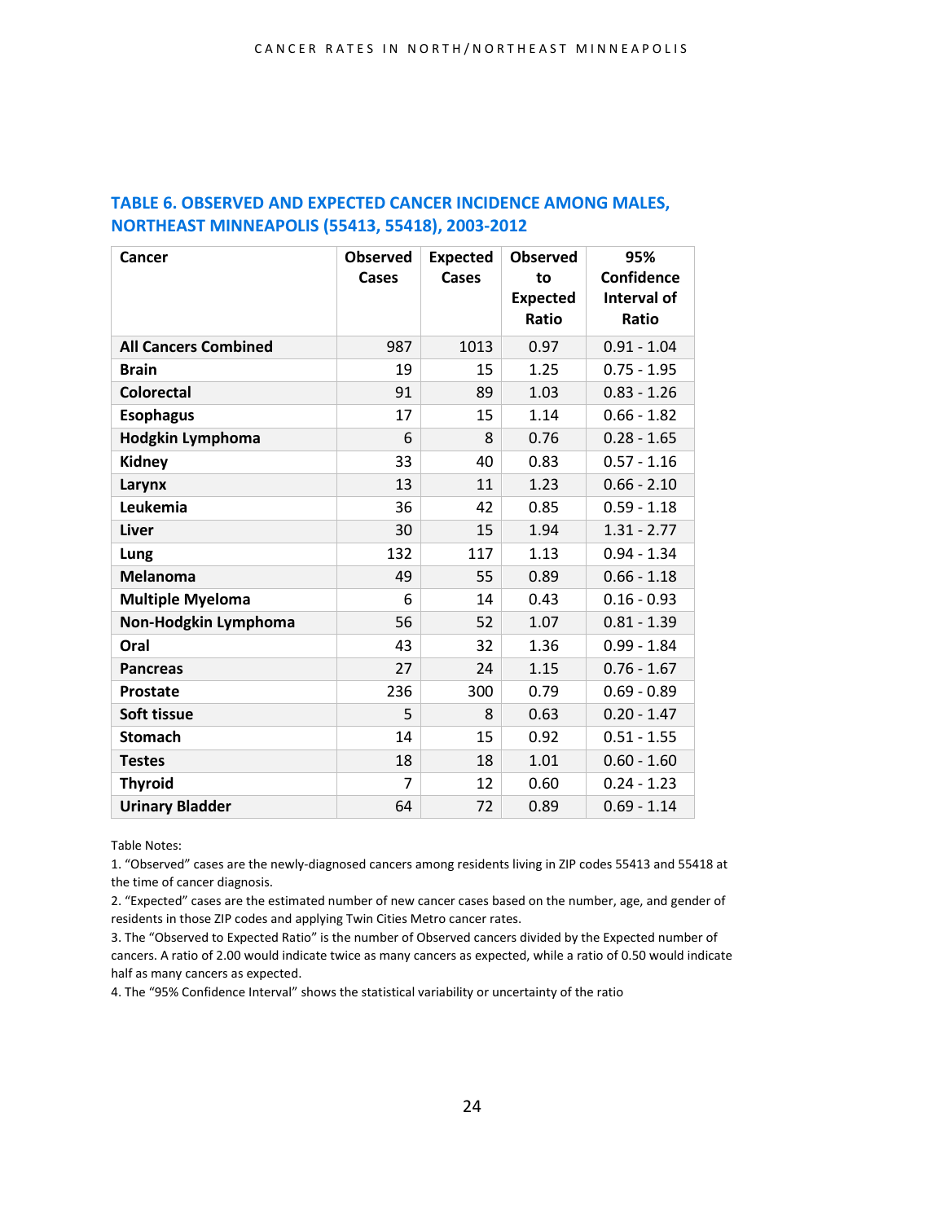## TABLE 6. OBSERVED AND EXPECTED CANCER INCIDENCE AMONG MALES, NORTHEAST MINNEAPOLIS (55413, 55418), 2003-2012

| Cancer | Observed Cases | Expected Cases | Observed to Expected Ratio | 95% Confidence Interval of Ratio |
|---|---|---|---|---|
| **All Cancers Combined** | 987 | 1013 | 0.97 | 0.91 - 1.04 |
| **Brain** | 19 | 15 | 1.25 | 0.75 - 1.95 |
| **Colorectal** | 91 | 89 | 1.03 | 0.83 - 1.26 |
| **Esophagus** | 17 | 15 | 1.14 | 0.66 - 1.82 |
| **Hodgkin Lymphoma** | 6 | 8 | 0.76 | 0.28 - 1.65 |
| **Kidney** | 33 | 40 | 0.83 | 0.57 - 1.16 |
| **Larynx** | 13 | 11 | 1.23 | 0.66 - 2.10 |
| **Leukemia** | 36 | 42 | 0.85 | 0.59 - 1.18 |
| **Liver** | 30 | 15 | 1.94 | 1.31 - 2.77 |
| **Lung** | 132 | 117 | 1.13 | 0.94 - 1.34 |
| **Melanoma** | 49 | 55 | 0.89 | 0.66 - 1.18 |
| **Multiple Myeloma** | 6 | 14 | 0.43 | 0.16 - 0.93 |
| **Non-Hodgkin Lymphoma** | 56 | 52 | 1.07 | 0.81 - 1.39 |
| **Oral** | 43 | 32 | 1.36 | 0.99 - 1.84 |
| **Pancreas** | 27 | 24 | 1.15 | 0.76 - 1.67 |
| **Prostate** | 236 | 300 | 0.79 | 0.69 - 0.89 |
| **Soft tissue** | 5 | 8 | 0.63 | 0.20 - 1.47 |
| **Stomach** | 14 | 15 | 0.92 | 0.51 - 1.55 |
| **Testes** | 18 | 18 | 1.01 | 0.60 - 1.60 |
| **Thyroid** | 7 | 12 | 0.60 | 0.24 - 1.23 |
| **Urinary Bladder** | 64 | 72 | 0.89 | 0.69 - 1.14 |

Table Notes:

1. "Observed" cases are the newly-diagnosed cancers among residents living in ZIP codes 55413 and 55418 at the time of cancer diagnosis.
2. "Expected" cases are the estimated number of new cancer cases based on the number, age, and gender of residents in those ZIP codes and applying Twin Cities Metro cancer rates.
3. The "Observed to Expected Ratio" is the number of Observed cancers divided by the Expected number of cancers. A ratio of 2.00 would indicate twice as many cancers as expected, while a ratio of 0.50 would indicate half as many cancers as expected.
4. The "95% Confidence Interval" shows the statistical variability or uncertainty of the ratio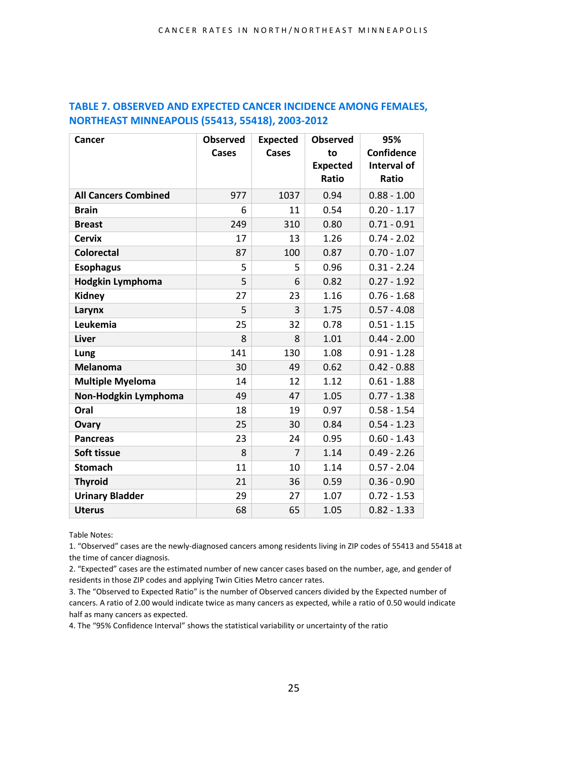## TABLE 7. OBSERVED AND EXPECTED CANCER INCIDENCE AMONG FEMALES, NORTHEAST MINNEAPOLIS (55413, 55418), 2003-2012

| Cancer | Observed Cases | Expected Cases | Observed to Expected Ratio | 95% Confidence Interval of Ratio |
|---|---|---|---|---|
| **All Cancers Combined** | 977 | 1037 | 0.94 | 0.88 - 1.00 |
| **Brain** | 6 | 11 | 0.54 | 0.20 - 1.17 |
| **Breast** | 249 | 310 | 0.80 | 0.71 - 0.91 |
| **Cervix** | 17 | 13 | 1.26 | 0.74 - 2.02 |
| **Colorectal** | 87 | 100 | 0.87 | 0.70 - 1.07 |
| **Esophagus** | 5 | 5 | 0.96 | 0.31 - 2.24 |
| **Hodgkin Lymphoma** | 5 | 6 | 0.82 | 0.27 - 1.92 |
| **Kidney** | 27 | 23 | 1.16 | 0.76 - 1.68 |
| **Larynx** | 5 | 3 | 1.75 | 0.57 - 4.08 |
| **Leukemia** | 25 | 32 | 0.78 | 0.51 - 1.15 |
| **Liver** | 8 | 8 | 1.01 | 0.44 - 2.00 |
| **Lung** | 141 | 130 | 1.08 | 0.91 - 1.28 |
| **Melanoma** | 30 | 49 | 0.62 | 0.42 - 0.88 |
| **Multiple Myeloma** | 14 | 12 | 1.12 | 0.61 - 1.88 |
| **Non-Hodgkin Lymphoma** | 49 | 47 | 1.05 | 0.77 - 1.38 |
| **Oral** | 18 | 19 | 0.97 | 0.58 - 1.54 |
| **Ovary** | 25 | 30 | 0.84 | 0.54 - 1.23 |
| **Pancreas** | 23 | 24 | 0.95 | 0.60 - 1.43 |
| **Soft tissue** | 8 | 7 | 1.14 | 0.49 - 2.26 |
| **Stomach** | 11 | 10 | 1.14 | 0.57 - 2.04 |
| **Thyroid** | 21 | 36 | 0.59 | 0.36 - 0.90 |
| **Urinary Bladder** | 29 | 27 | 1.07 | 0.72 - 1.53 |
| **Uterus** | 68 | 65 | 1.05 | 0.82 - 1.33 |

Table Notes:

1. "Observed" cases are the newly-diagnosed cancers among residents living in ZIP codes of 55413 and 55418 at the time of cancer diagnosis.
2. "Expected" cases are the estimated number of new cancer cases based on the number, age, and gender of residents in those ZIP codes and applying Twin Cities Metro cancer rates.
3. The "Observed to Expected Ratio" is the number of Observed cancers divided by the Expected number of cancers. A ratio of 2.00 would indicate twice as many cancers as expected, while a ratio of 0.50 would indicate half as many cancers as expected.
4. The "95% Confidence Interval" shows the statistical variability or uncertainty of the ratio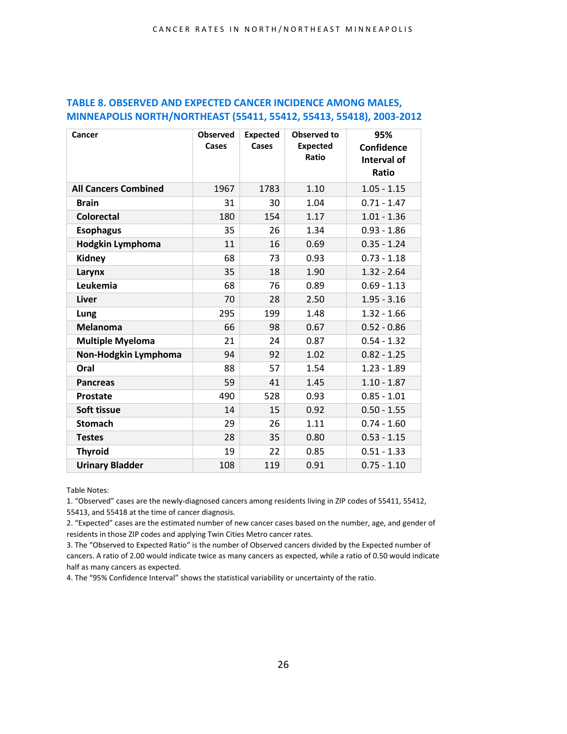## TABLE 8. OBSERVED AND EXPECTED CANCER INCIDENCE AMONG MALES, MINNEAPOLIS NORTH/NORTHEAST (55411, 55412, 55413, 55418), 2003-2012

| Cancer | Observed Cases | Expected Cases | Observed to Expected Ratio | 95% Confidence Interval of Ratio |
|---|---|---|---|---|
| **All Cancers Combined** | 1967 | 1783 | 1.10 | 1.05 - 1.15 |
| **Brain** | 31 | 30 | 1.04 | 0.71 - 1.47 |
| **Colorectal** | 180 | 154 | 1.17 | 1.01 - 1.36 |
| **Esophagus** | 35 | 26 | 1.34 | 0.93 - 1.86 |
| **Hodgkin Lymphoma** | 11 | 16 | 0.69 | 0.35 - 1.24 |
| **Kidney** | 68 | 73 | 0.93 | 0.73 - 1.18 |
| **Larynx** | 35 | 18 | 1.90 | 1.32 - 2.64 |
| **Leukemia** | 68 | 76 | 0.89 | 0.69 - 1.13 |
| **Liver** | 70 | 28 | 2.50 | 1.95 - 3.16 |
| **Lung** | 295 | 199 | 1.48 | 1.32 - 1.66 |
| **Melanoma** | 66 | 98 | 0.67 | 0.52 - 0.86 |
| **Multiple Myeloma** | 21 | 24 | 0.87 | 0.54 - 1.32 |
| **Non-Hodgkin Lymphoma** | 94 | 92 | 1.02 | 0.82 - 1.25 |
| **Oral** | 88 | 57 | 1.54 | 1.23 - 1.89 |
| **Pancreas** | 59 | 41 | 1.45 | 1.10 - 1.87 |
| **Prostate** | 490 | 528 | 0.93 | 0.85 - 1.01 |
| **Soft tissue** | 14 | 15 | 0.92 | 0.50 - 1.55 |
| **Stomach** | 29 | 26 | 1.11 | 0.74 - 1.60 |
| **Testes** | 28 | 35 | 0.80 | 0.53 - 1.15 |
| **Thyroid** | 19 | 22 | 0.85 | 0.51 - 1.33 |
| **Urinary Bladder** | 108 | 119 | 0.91 | 0.75 - 1.10 |

Table Notes:

1. "Observed" cases are the newly-diagnosed cancers among residents living in ZIP codes of 55411, 55412, 55413, and 55418 at the time of cancer diagnosis.
2. "Expected" cases are the estimated number of new cancer cases based on the number, age, and gender of residents in those ZIP codes and applying Twin Cities Metro cancer rates.
3. The "Observed to Expected Ratio" is the number of Observed cancers divided by the Expected number of cancers. A ratio of 2.00 would indicate twice as many cancers as expected, while a ratio of 0.50 would indicate half as many cancers as expected.
4. The "95% Confidence Interval" shows the statistical variability or uncertainty of the ratio.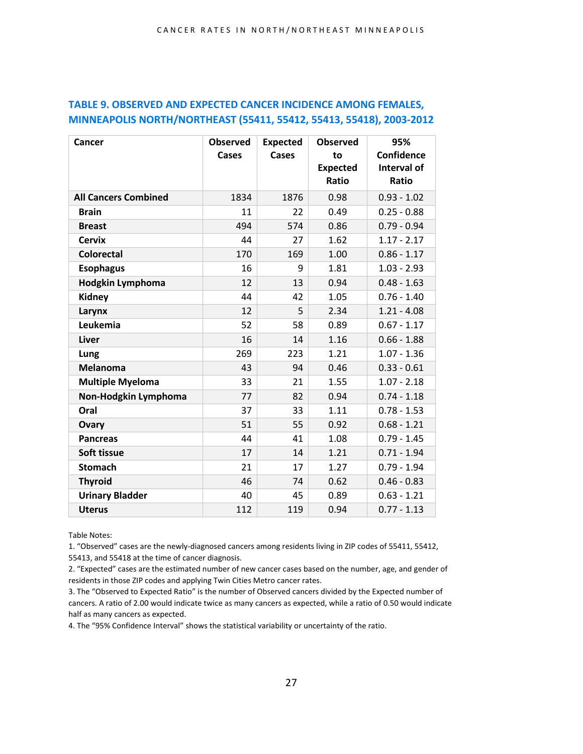## TABLE 9. OBSERVED AND EXPECTED CANCER INCIDENCE AMONG FEMALES, MINNEAPOLIS NORTH/NORTHEAST (55411, 55412, 55413, 55418), 2003-2012

| Cancer | Observed Cases | Expected Cases | Observed to Expected Ratio | 95% Confidence Interval of Ratio |
|---|---|---|---|---|
| **All Cancers Combined** | 1834 | 1876 | 0.98 | 0.93 - 1.02 |
| **Brain** | 11 | 22 | 0.49 | 0.25 - 0.88 |
| **Breast** | 494 | 574 | 0.86 | 0.79 - 0.94 |
| **Cervix** | 44 | 27 | 1.62 | 1.17 - 2.17 |
| **Colorectal** | 170 | 169 | 1.00 | 0.86 - 1.17 |
| **Esophagus** | 16 | 9 | 1.81 | 1.03 - 2.93 |
| **Hodgkin Lymphoma** | 12 | 13 | 0.94 | 0.48 - 1.63 |
| **Kidney** | 44 | 42 | 1.05 | 0.76 - 1.40 |
| **Larynx** | 12 | 5 | 2.34 | 1.21 - 4.08 |
| **Leukemia** | 52 | 58 | 0.89 | 0.67 - 1.17 |
| **Liver** | 16 | 14 | 1.16 | 0.66 - 1.88 |
| **Lung** | 269 | 223 | 1.21 | 1.07 - 1.36 |
| **Melanoma** | 43 | 94 | 0.46 | 0.33 - 0.61 |
| **Multiple Myeloma** | 33 | 21 | 1.55 | 1.07 - 2.18 |
| **Non-Hodgkin Lymphoma** | 77 | 82 | 0.94 | 0.74 - 1.18 |
| **Oral** | 37 | 33 | 1.11 | 0.78 - 1.53 |
| **Ovary** | 51 | 55 | 0.92 | 0.68 - 1.21 |
| **Pancreas** | 44 | 41 | 1.08 | 0.79 - 1.45 |
| **Soft tissue** | 17 | 14 | 1.21 | 0.71 - 1.94 |
| **Stomach** | 21 | 17 | 1.27 | 0.79 - 1.94 |
| **Thyroid** | 46 | 74 | 0.62 | 0.46 - 0.83 |
| **Urinary Bladder** | 40 | 45 | 0.89 | 0.63 - 1.21 |
| **Uterus** | 112 | 119 | 0.94 | 0.77 - 1.13 |

Table Notes:

1. "Observed" cases are the newly-diagnosed cancers among residents living in ZIP codes of 55411, 55412, 55413, and 55418 at the time of cancer diagnosis.
2. "Expected" cases are the estimated number of new cancer cases based on the number, age, and gender of residents in those ZIP codes and applying Twin Cities Metro cancer rates.
3. The "Observed to Expected Ratio" is the number of Observed cancers divided by the Expected number of cancers. A ratio of 2.00 would indicate twice as many cancers as expected, while a ratio of 0.50 would indicate half as many cancers as expected.
4. The "95% Confidence Interval" shows the statistical variability or uncertainty of the ratio.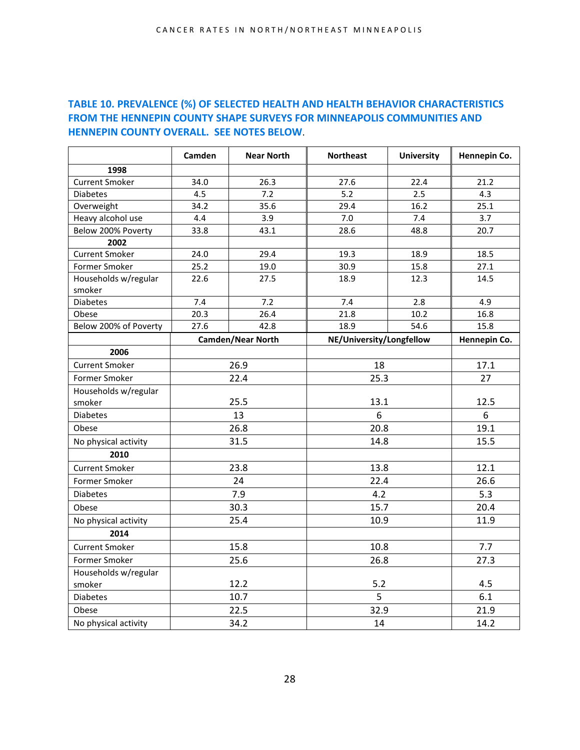**TABLE 10. PREVALENCE (%) OF SELECTED HEALTH AND HEALTH BEHAVIOR CHARACTERISTICS FROM THE HENNEPIN COUNTY SHAPE SURVEYS FOR MINNEAPOLIS COMMUNITIES AND HENNEPIN COUNTY OVERALL. SEE NOTES BELOW.**

| | Camden | Near North | Northeast | University | Hennepin Co. |
|---|---|---|---|---|---|
| **1998** | | | | | |
| Current Smoker | 34.0 | 26.3 | 27.6 | 22.4 | 21.2 |
| Diabetes | 4.5 | 7.2 | 5.2 | 2.5 | 4.3 |
| Overweight | 34.2 | 35.6 | 29.4 | 16.2 | 25.1 |
| Heavy alcohol use | 4.4 | 3.9 | 7.0 | 7.4 | 3.7 |
| Below 200% Poverty | 33.8 | 43.1 | 28.6 | 48.8 | 20.7 |
| **2002** | | | | | |
| Current Smoker | 24.0 | 29.4 | 19.3 | 18.9 | 18.5 |
| Former Smoker | 25.2 | 19.0 | 30.9 | 15.8 | 27.1 |
| Households w/regular smoker | 22.6 | 27.5 | 18.9 | 12.3 | 14.5 |
| Diabetes | 7.4 | 7.2 | 7.4 | 2.8 | 4.9 |
| Obese | 20.3 | 26.4 | 21.8 | 10.2 | 16.8 |
| Below 200% of Poverty | 27.6 | 42.8 | 18.9 | 54.6 | 15.8 |
| | **Camden/Near North** | | **NE/University/Longfellow** | | **Hennepin Co.** |
| **2006** | | | | | |
| Current Smoker | 26.9 | | 18 | | 17.1 |
| Former Smoker | 22.4 | | 25.3 | | 27 |
| Households w/regular smoker | 25.5 | | 13.1 | | 12.5 |
| Diabetes | 13 | | 6 | | 6 |
| Obese | 26.8 | | 20.8 | | 19.1 |
| No physical activity | 31.5 | | 14.8 | | 15.5 |
| **2010** | | | | | |
| Current Smoker | 23.8 | | 13.8 | | 12.1 |
| Former Smoker | 24 | | 22.4 | | 26.6 |
| Diabetes | 7.9 | | 4.2 | | 5.3 |
| Obese | 30.3 | | 15.7 | | 20.4 |
| No physical activity | 25.4 | | 10.9 | | 11.9 |
| **2014** | | | | | |
| Current Smoker | 15.8 | | 10.8 | | 7.7 |
| Former Smoker | 25.6 | | 26.8 | | 27.3 |
| Households w/regular smoker | 12.2 | | 5.2 | | 4.5 |
| Diabetes | 10.7 | | 5 | | 6.1 |
| Obese | 22.5 | | 32.9 | | 21.9 |
| No physical activity | 34.2 | | 14 | | 14.2 |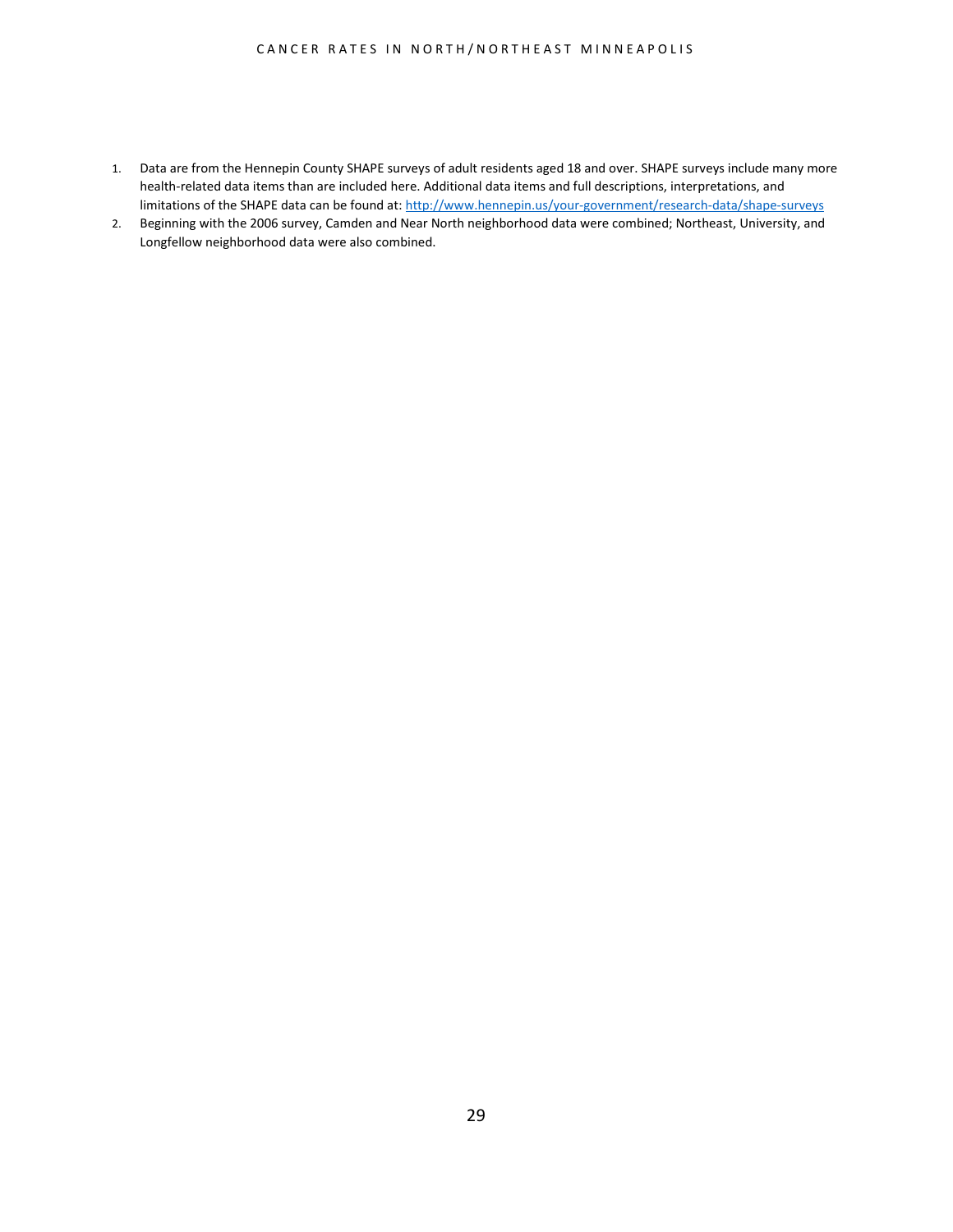1. Data are from the Hennepin County SHAPE surveys of adult residents aged 18 and over. SHAPE surveys include many more health-related data items than are included here. Additional data items and full descriptions, interpretations, and limitations of the SHAPE data can be found at: http://www.hennepin.us/your-government/research-data/shape-surveys
2. Beginning with the 2006 survey, Camden and Near North neighborhood data were combined; Northeast, University, and Longfellow neighborhood data were also combined.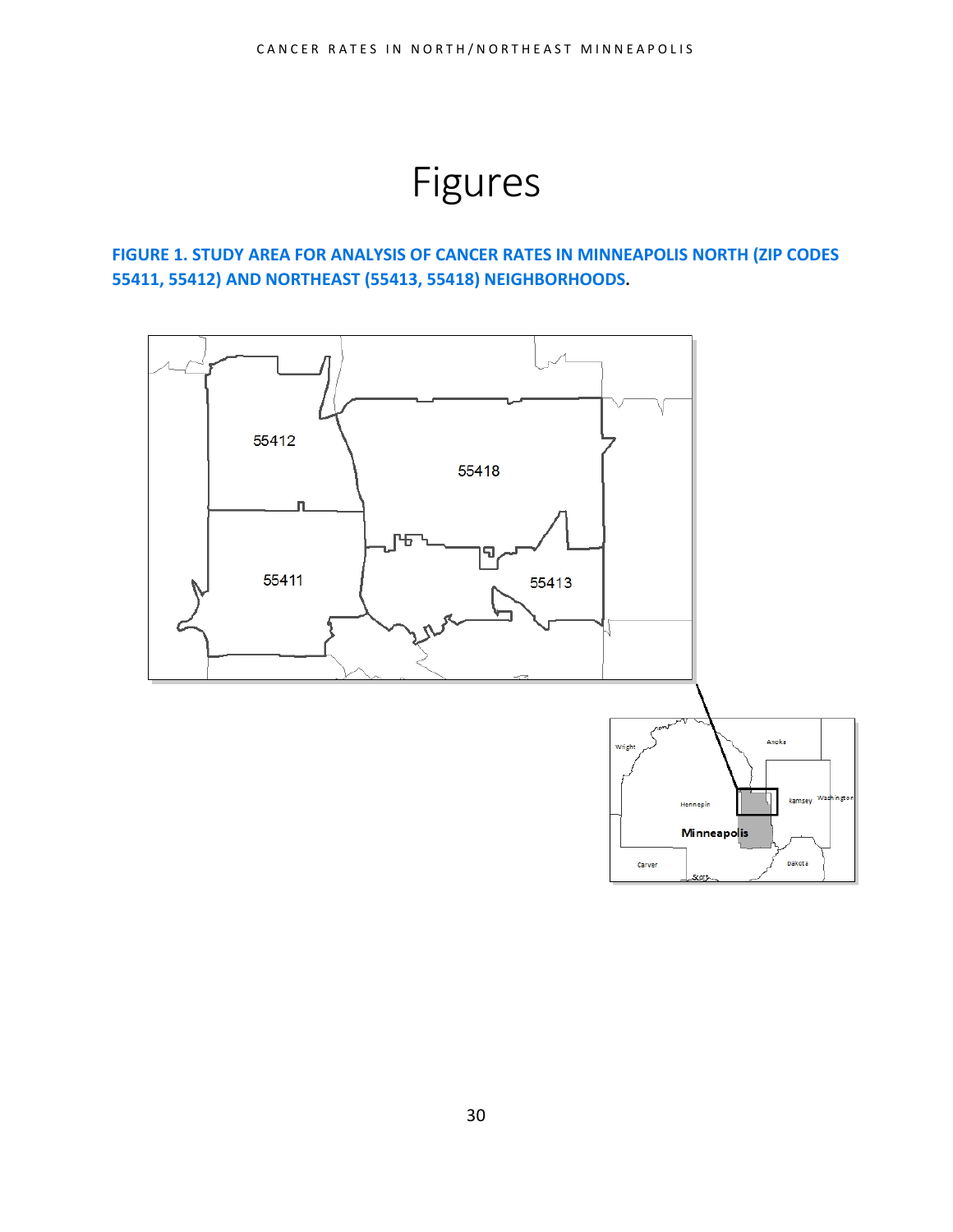# Figures

**FIGURE 1. STUDY AREA FOR ANALYSIS OF CANCER RATES IN MINNEAPOLIS NORTH (ZIP CODES 55411, 55412) AND NORTHEAST (55413, 55418) NEIGHBORHOODS.**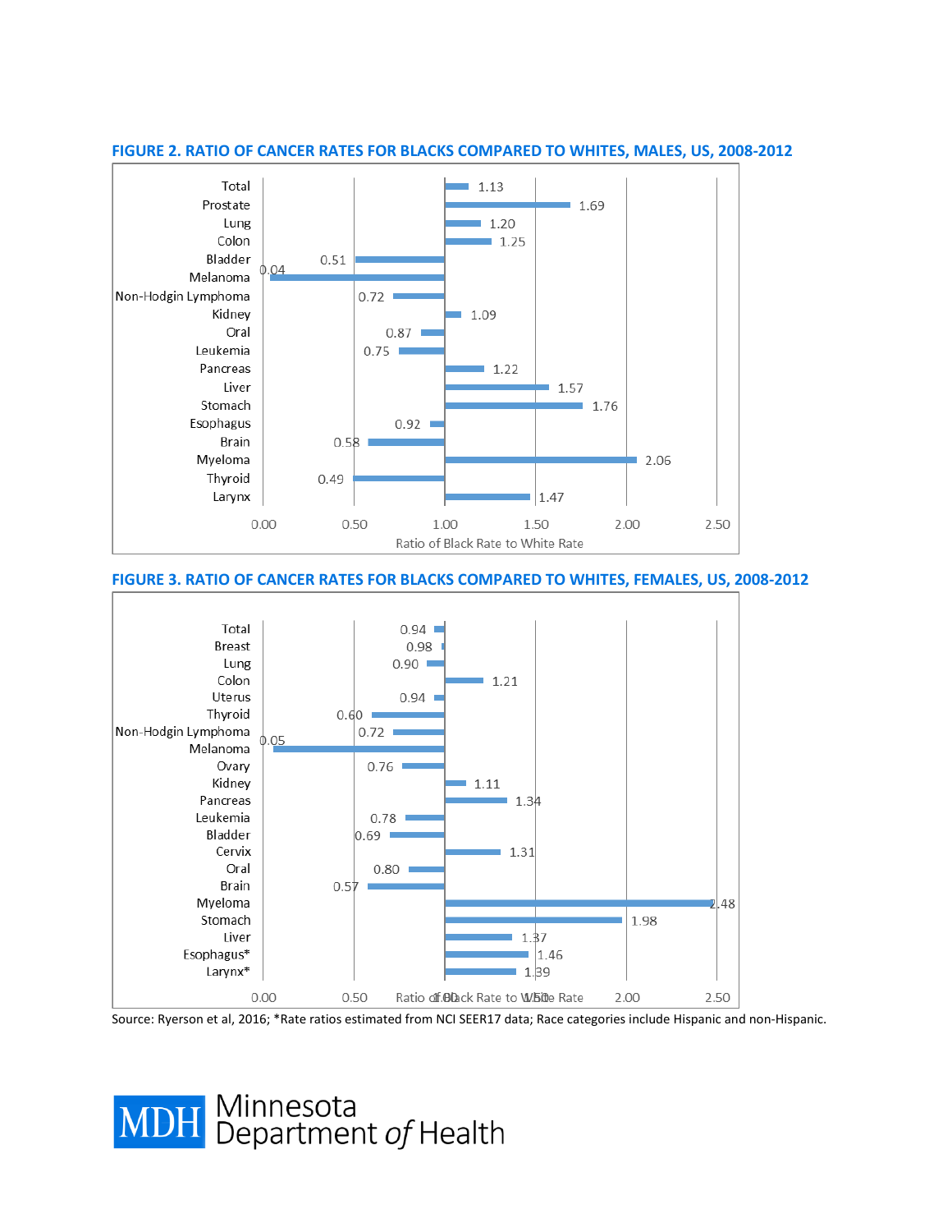## FIGURE 2. RATIO OF CANCER RATES FOR BLACKS COMPARED TO WHITES, MALES, US, 2008-2012

| Cancer | Ratio of Black Rate to White Rate |
|---|---|
| Total | 1.13 |
| Prostate | 1.69 |
| Lung | 1.20 |
| Colon | 1.25 |
| Bladder | 0.51 |
| Melanoma | 0.04 |
| Non-Hodgin Lymphoma | 0.72 |
| Kidney | 1.09 |
| Oral | 0.87 |
| Leukemia | 0.75 |
| Pancreas | 1.22 |
| Liver | 1.57 |
| Stomach | 1.76 |
| Esophagus | 0.92 |
| Brain | 0.58 |
| Myeloma | 2.06 |
| Thyroid | 0.49 |
| Larynx | 1.47 |

## FIGURE 3. RATIO OF CANCER RATES FOR BLACKS COMPARED TO WHITES, FEMALES, US, 2008-2012

| Cancer | Ratio of Black Rate to White Rate |
|---|---|
| Total | 0.94 |
| Breast | 0.98 |
| Lung | 0.90 |
| Colon | 1.21 |
| Uterus | 0.94 |
| Thyroid | 0.60 |
| Non-Hodgin Lymphoma | 0.72 |
| Melanoma | 0.05 |
| Ovary | 0.76 |
| Kidney | 1.11 |
| Pancreas | 1.34 |
| Leukemia | 0.78 |
| Bladder | 0.69 |
| Cervix | 1.31 |
| Oral | 0.80 |
| Brain | 0.57 |
| Myeloma | 2.48 |
| Stomach | 1.98 |
| Liver | 1.37 |
| Esophagus* | 1.46 |
| Larynx* | 1.39 |

Source: Ryerson et al, 2016; *Rate ratios estimated from NCI SEER17 data; Race categories include Hispanic and non-Hispanic.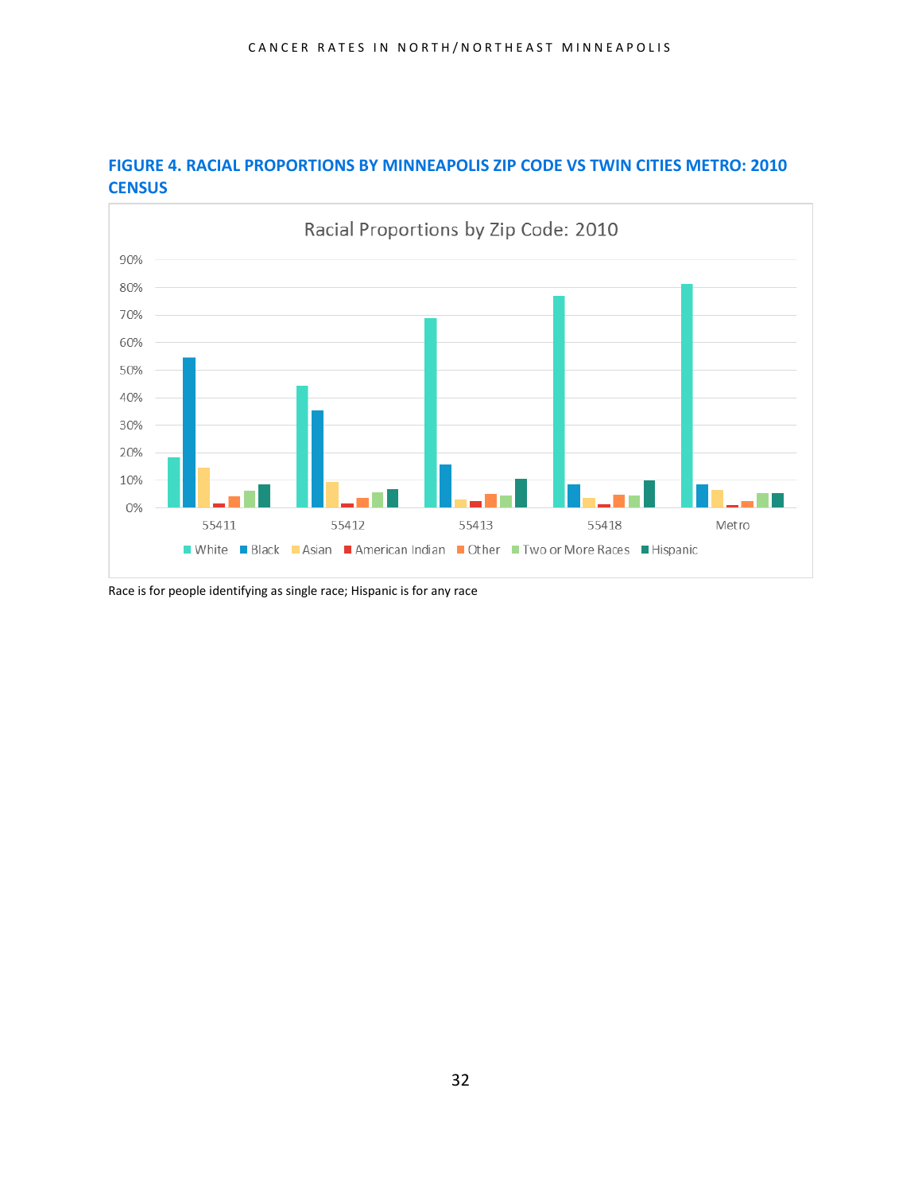## FIGURE 4. RACIAL PROPORTIONS BY MINNEAPOLIS ZIP CODE VS TWIN CITIES METRO: 2010 CENSUS

Racial Proportions by Zip Code: 2010

Race is for people identifying as single race; Hispanic is for any race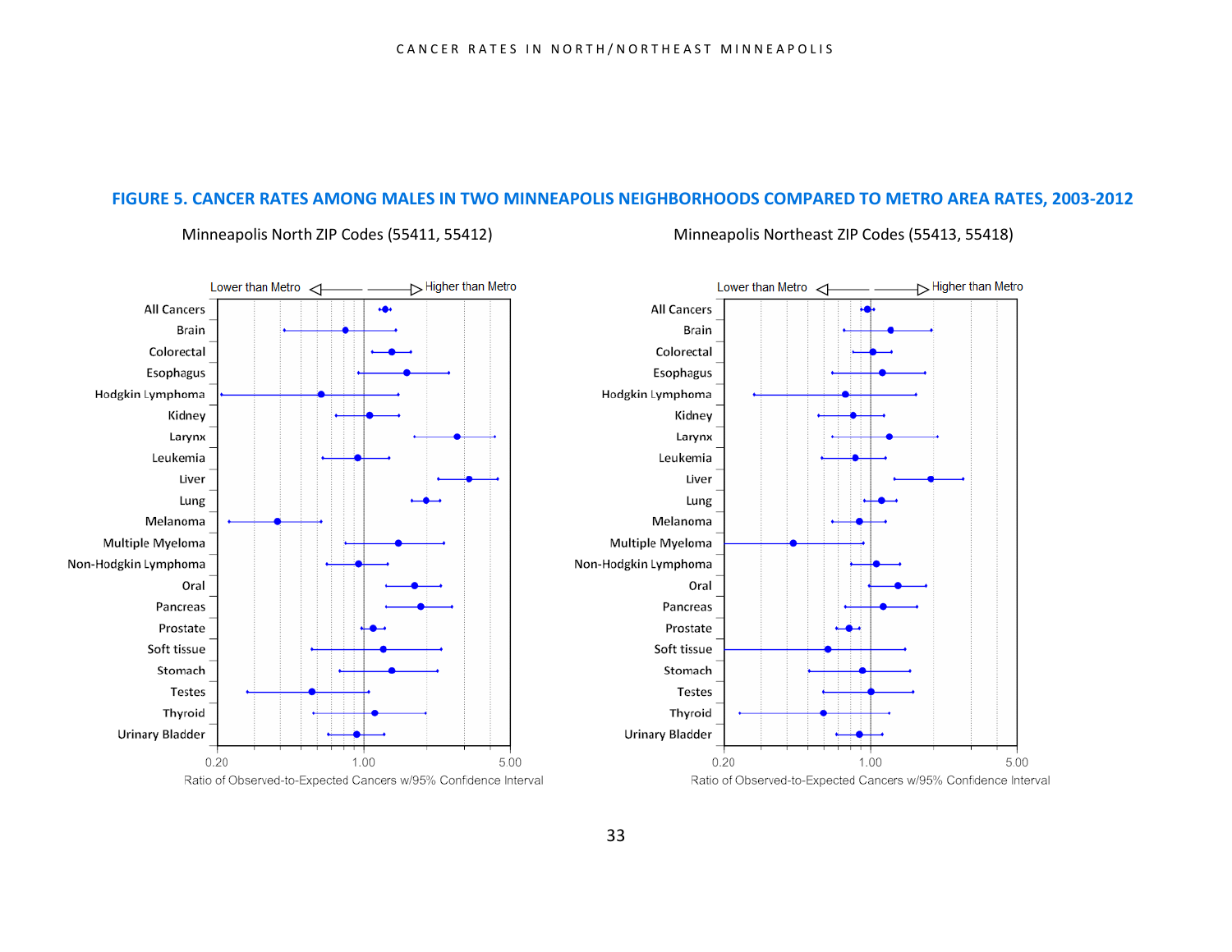## FIGURE 5. CANCER RATES AMONG MALES IN TWO MINNEAPOLIS NEIGHBORHOODS COMPARED TO METRO AREA RATES, 2003-2012

Minneapolis North ZIP Codes (55411, 55412)

Minneapolis Northeast ZIP Codes (55413, 55418)

Lower than Metro ◁—— ——▷ Higher than Metro

All Cancers
Brain
Colorectal
Esophagus
Hodgkin Lymphoma
Kidney
Larynx
Leukemia
Liver
Lung
Melanoma
Multiple Myeloma
Non-Hodgkin Lymphoma
Oral
Pancreas
Prostate
Soft tissue
Stomach
Testes
Thyroid
Urinary Bladder

0.20 1.00 5.00

Ratio of Observed-to-Expected Cancers w/95% Confidence Interval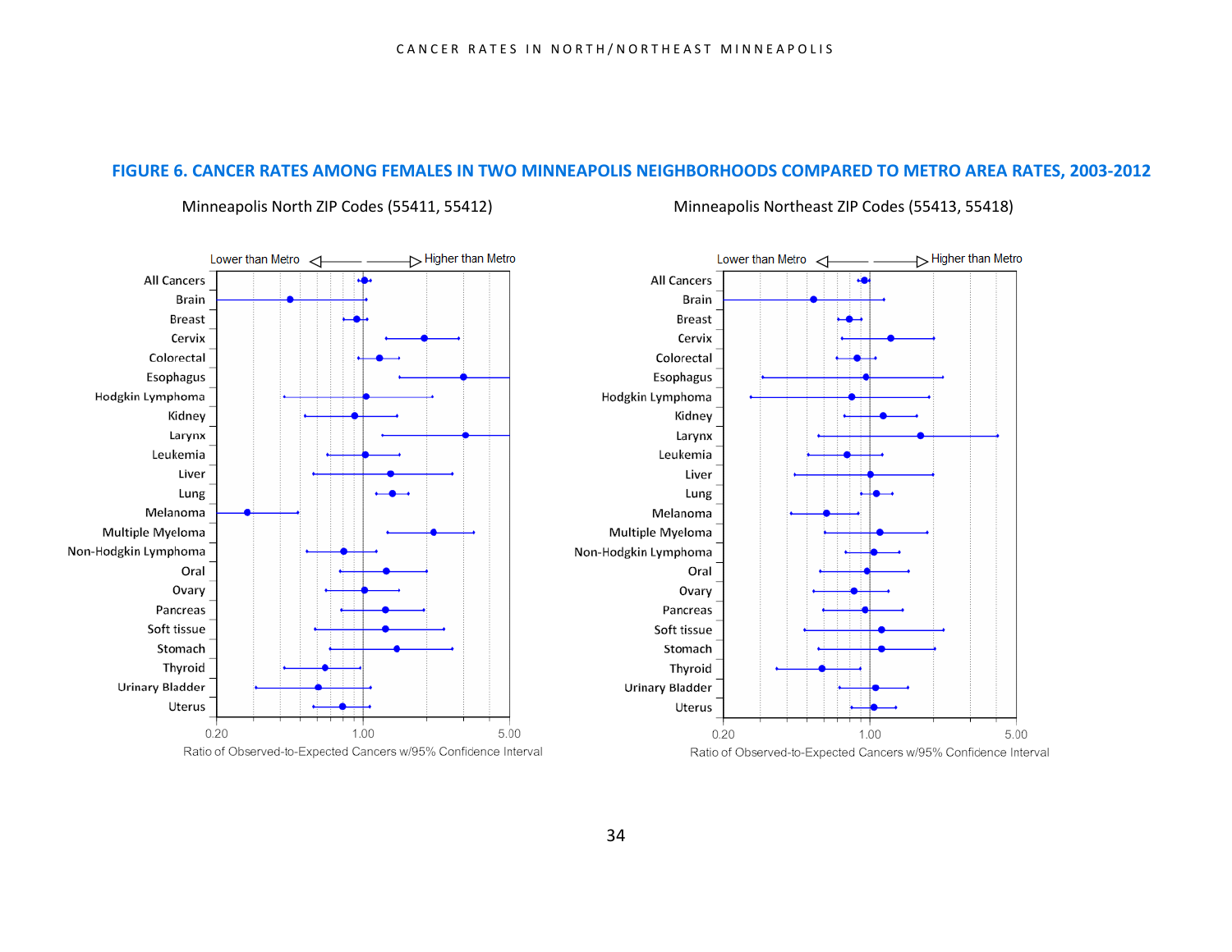## FIGURE 6. CANCER RATES AMONG FEMALES IN TWO MINNEAPOLIS NEIGHBORHOODS COMPARED TO METRO AREA RATES, 2003-2012

Minneapolis North ZIP Codes (55411, 55412)

Minneapolis Northeast ZIP Codes (55413, 55418)

Lower than Metro ◁ ▷ Higher than Metro

All Cancers
Brain
Breast
Cervix
Colorectal
Esophagus
Hodgkin Lymphoma
Kidney
Larynx
Leukemia
Liver
Lung
Melanoma
Multiple Myeloma
Non-Hodgkin Lymphoma
Oral
Ovary
Pancreas
Soft tissue
Stomach
Thyroid
Urinary Bladder
Uterus

0.20 1.00 5.00

Ratio of Observed-to-Expected Cancers w/95% Confidence Interval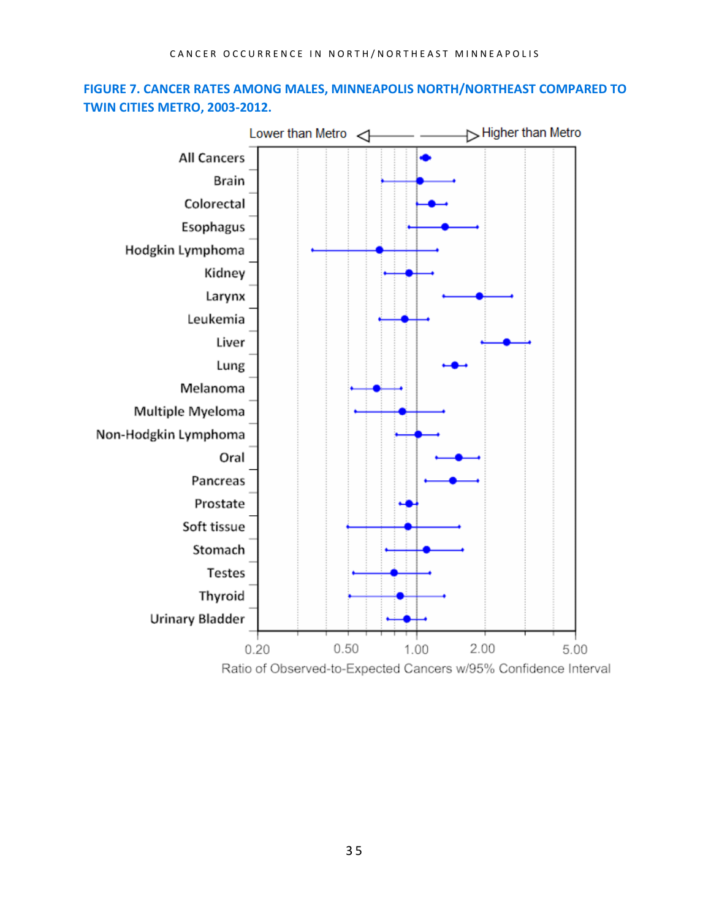**FIGURE 7. CANCER RATES AMONG MALES, MINNEAPOLIS NORTH/NORTHEAST COMPARED TO TWIN CITIES METRO, 2003-2012.**

Lower than Metro ◁——— ———▷ Higher than Metro

- All Cancers
- Brain
- Colorectal
- Esophagus
- Hodgkin Lymphoma
- Kidney
- Larynx
- Leukemia
- Liver
- Lung
- Melanoma
- Multiple Myeloma
- Non-Hodgkin Lymphoma
- Oral
- Pancreas
- Prostate
- Soft tissue
- Stomach
- Testes
- Thyroid
- Urinary Bladder

0.20 0.50 1.00 2.00 5.00

Ratio of Observed-to-Expected Cancers w/95% Confidence Interval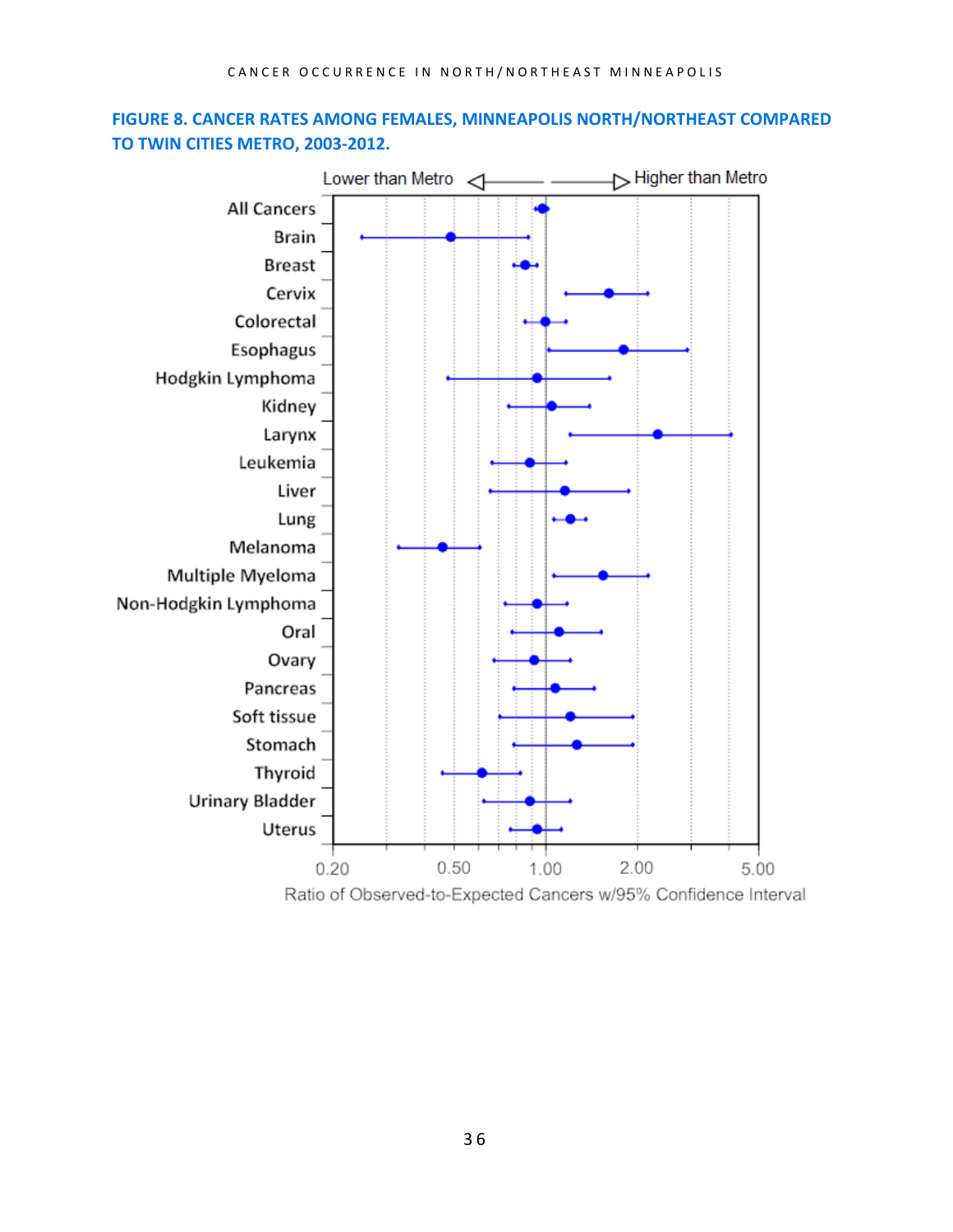**FIGURE 8. CANCER RATES AMONG FEMALES, MINNEAPOLIS NORTH/NORTHEAST COMPARED TO TWIN CITIES METRO, 2003-2012.**

Lower than Metro ◁——— ———▷ Higher than Metro

All Cancers
Brain
Breast
Cervix
Colorectal
Esophagus
Hodgkin Lymphoma
Kidney
Larynx
Leukemia
Liver
Lung
Melanoma
Multiple Myeloma
Non-Hodgkin Lymphoma
Oral
Ovary
Pancreas
Soft tissue
Stomach
Thyroid
Urinary Bladder
Uterus

0.20 0.50 1.00 2.00 5.00

Ratio of Observed-to-Expected Cancers w/95% Confidence Interval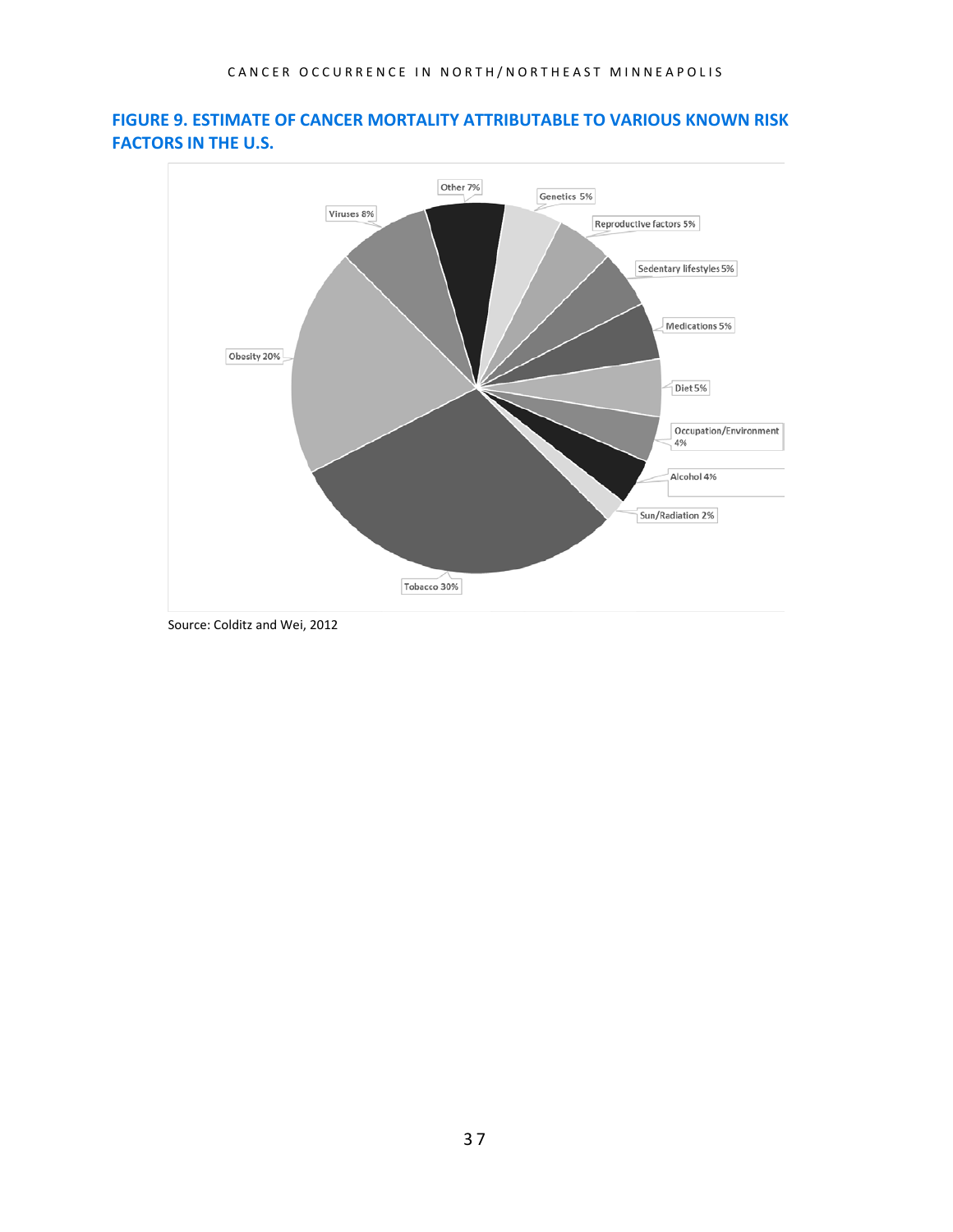## FIGURE 9. ESTIMATE OF CANCER MORTALITY ATTRIBUTABLE TO VARIOUS KNOWN RISK FACTORS IN THE U.S.

Other 7%

Genetics 5%

Reproductive factors 5%

Sedentary lifestyles 5%

Medications 5%

Diet 5%

Occupation/Environment 4%

Alcohol 4%

Sun/Radiation 2%

Tobacco 30%

Obesity 20%

Viruses 8%

Source: Colditz and Wei, 2012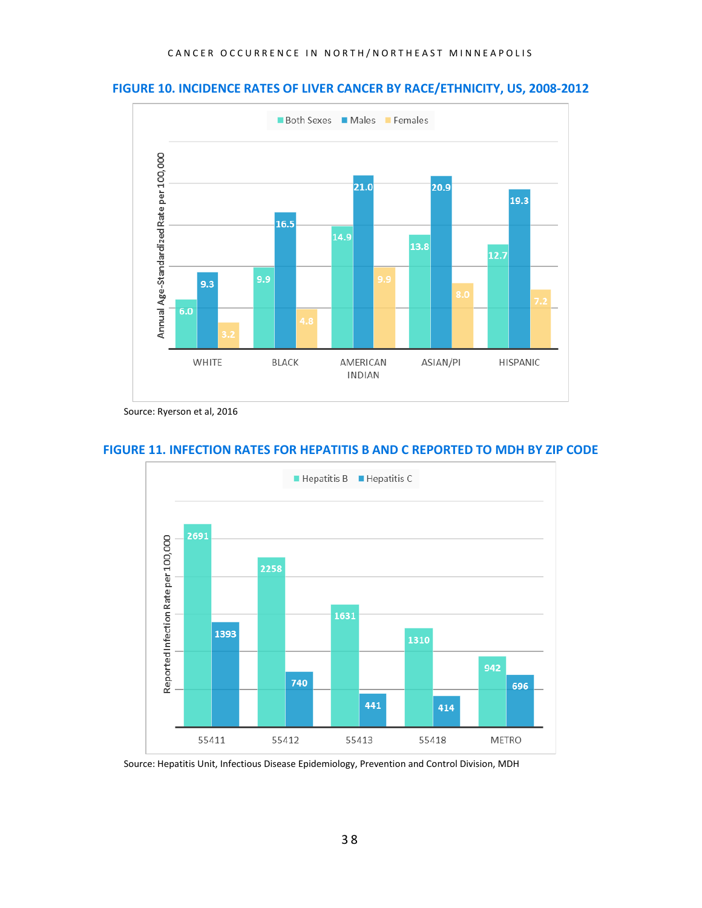## FIGURE 10. INCIDENCE RATES OF LIVER CANCER BY RACE/ETHNICITY, US, 2008-2012

Annual Age-Standardized Rate per 100,000

| | Both Sexes | Males | Females |
|---|---|---|---|
| WHITE | 6.0 | 9.3 | 3.2 |
| BLACK | 9.9 | 16.5 | 4.8 |
| AMERICAN INDIAN | 14.9 | 21.0 | 9.9 |
| ASIAN/PI | 13.8 | 20.9 | 8.0 |
| HISPANIC | 12.7 | 19.3 | 7.2 |

Source: Ryerson et al, 2016

## FIGURE 11. INFECTION RATES FOR HEPATITIS B AND C REPORTED TO MDH BY ZIP CODE

Reported Infection Rate per 100,000

| | Hepatitis B | Hepatitis C |
|---|---|---|
| 55411 | 2691 | 1393 |
| 55412 | 2258 | 740 |
| 55413 | 1631 | 441 |
| 55418 | 1310 | 414 |
| METRO | 942 | 696 |

Source: Hepatitis Unit, Infectious Disease Epidemiology, Prevention and Control Division, MDH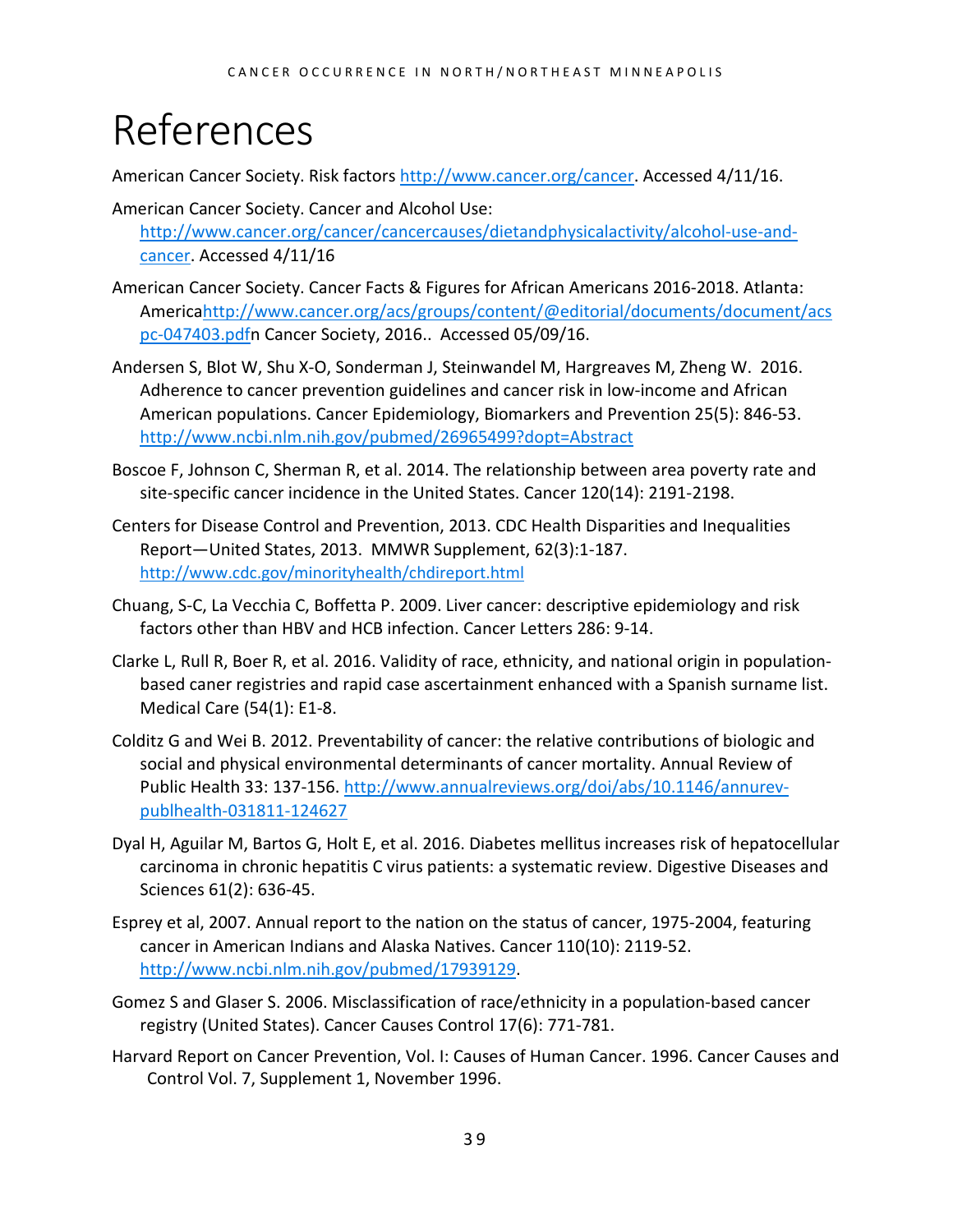# References

American Cancer Society. Risk factors http://www.cancer.org/cancer. Accessed 4/11/16.

American Cancer Society. Cancer and Alcohol Use: http://www.cancer.org/cancer/cancercauses/dietandphysicalactivity/alcohol-use-and-cancer. Accessed 4/11/16

American Cancer Society. Cancer Facts & Figures for African Americans 2016-2018. Atlanta: Americahttp://www.cancer.org/acs/groups/content/@editorial/documents/document/acspc-047403.pdfn Cancer Society, 2016.. Accessed 05/09/16.

Andersen S, Blot W, Shu X-O, Sonderman J, Steinwandel M, Hargreaves M, Zheng W. 2016. Adherence to cancer prevention guidelines and cancer risk in low-income and African American populations. Cancer Epidemiology, Biomarkers and Prevention 25(5): 846-53. http://www.ncbi.nlm.nih.gov/pubmed/26965499?dopt=Abstract

Boscoe F, Johnson C, Sherman R, et al. 2014. The relationship between area poverty rate and site-specific cancer incidence in the United States. Cancer 120(14): 2191-2198.

Centers for Disease Control and Prevention, 2013. CDC Health Disparities and Inequalities Report—United States, 2013. MMWR Supplement, 62(3):1-187. http://www.cdc.gov/minorityhealth/chdireport.html

Chuang, S-C, La Vecchia C, Boffetta P. 2009. Liver cancer: descriptive epidemiology and risk factors other than HBV and HCB infection. Cancer Letters 286: 9-14.

Clarke L, Rull R, Boer R, et al. 2016. Validity of race, ethnicity, and national origin in population-based caner registries and rapid case ascertainment enhanced with a Spanish surname list. Medical Care (54(1): E1-8.

Colditz G and Wei B. 2012. Preventability of cancer: the relative contributions of biologic and social and physical environmental determinants of cancer mortality. Annual Review of Public Health 33: 137-156. http://www.annualreviews.org/doi/abs/10.1146/annurev-publhealth-031811-124627

Dyal H, Aguilar M, Bartos G, Holt E, et al. 2016. Diabetes mellitus increases risk of hepatocellular carcinoma in chronic hepatitis C virus patients: a systematic review. Digestive Diseases and Sciences 61(2): 636-45.

Esprey et al, 2007. Annual report to the nation on the status of cancer, 1975-2004, featuring cancer in American Indians and Alaska Natives. Cancer 110(10): 2119-52. http://www.ncbi.nlm.nih.gov/pubmed/17939129.

Gomez S and Glaser S. 2006. Misclassification of race/ethnicity in a population-based cancer registry (United States). Cancer Causes Control 17(6): 771-781.

Harvard Report on Cancer Prevention, Vol. I: Causes of Human Cancer. 1996. Cancer Causes and Control Vol. 7, Supplement 1, November 1996.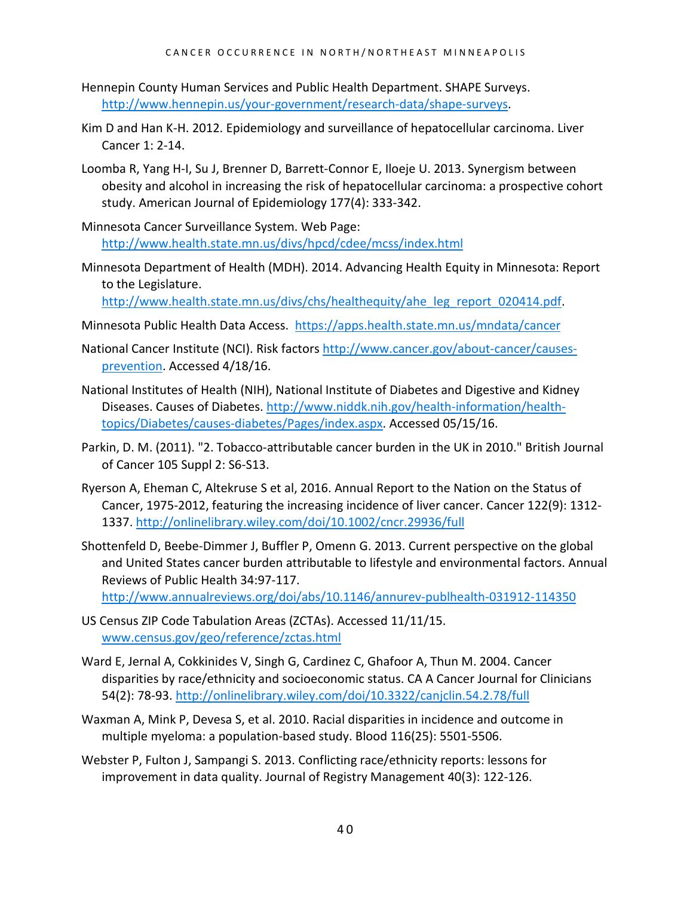Hennepin County Human Services and Public Health Department. SHAPE Surveys. http://www.hennepin.us/your-government/research-data/shape-surveys.

Kim D and Han K-H. 2012. Epidemiology and surveillance of hepatocellular carcinoma. Liver Cancer 1: 2-14.

Loomba R, Yang H-I, Su J, Brenner D, Barrett-Connor E, Iloeje U. 2013. Synergism between obesity and alcohol in increasing the risk of hepatocellular carcinoma: a prospective cohort study. American Journal of Epidemiology 177(4): 333-342.

Minnesota Cancer Surveillance System. Web Page: http://www.health.state.mn.us/divs/hpcd/cdee/mcss/index.html

Minnesota Department of Health (MDH). 2014. Advancing Health Equity in Minnesota: Report to the Legislature. http://www.health.state.mn.us/divs/chs/healthequity/ahe_leg_report_020414.pdf.

Minnesota Public Health Data Access. https://apps.health.state.mn.us/mndata/cancer

National Cancer Institute (NCI). Risk factors http://www.cancer.gov/about-cancer/causes-prevention. Accessed 4/18/16.

National Institutes of Health (NIH), National Institute of Diabetes and Digestive and Kidney Diseases. Causes of Diabetes. http://www.niddk.nih.gov/health-information/health-topics/Diabetes/causes-diabetes/Pages/index.aspx. Accessed 05/15/16.

Parkin, D. M. (2011). "2. Tobacco-attributable cancer burden in the UK in 2010." British Journal of Cancer 105 Suppl 2: S6-S13.

Ryerson A, Eheman C, Altekruse S et al, 2016. Annual Report to the Nation on the Status of Cancer, 1975-2012, featuring the increasing incidence of liver cancer. Cancer 122(9): 1312-1337. http://onlinelibrary.wiley.com/doi/10.1002/cncr.29936/full

Shottenfeld D, Beebe-Dimmer J, Buffler P, Omenn G. 2013. Current perspective on the global and United States cancer burden attributable to lifestyle and environmental factors. Annual Reviews of Public Health 34:97-117. http://www.annualreviews.org/doi/abs/10.1146/annurev-publhealth-031912-114350

US Census ZIP Code Tabulation Areas (ZCTAs). Accessed 11/11/15. www.census.gov/geo/reference/zctas.html

Ward E, Jernal A, Cokkinides V, Singh G, Cardinez C, Ghafoor A, Thun M. 2004. Cancer disparities by race/ethnicity and socioeconomic status. CA A Cancer Journal for Clinicians 54(2): 78-93. http://onlinelibrary.wiley.com/doi/10.3322/canjclin.54.2.78/full

Waxman A, Mink P, Devesa S, et al. 2010. Racial disparities in incidence and outcome in multiple myeloma: a population-based study. Blood 116(25): 5501-5506.

Webster P, Fulton J, Sampangi S. 2013. Conflicting race/ethnicity reports: lessons for improvement in data quality. Journal of Registry Management 40(3): 122-126.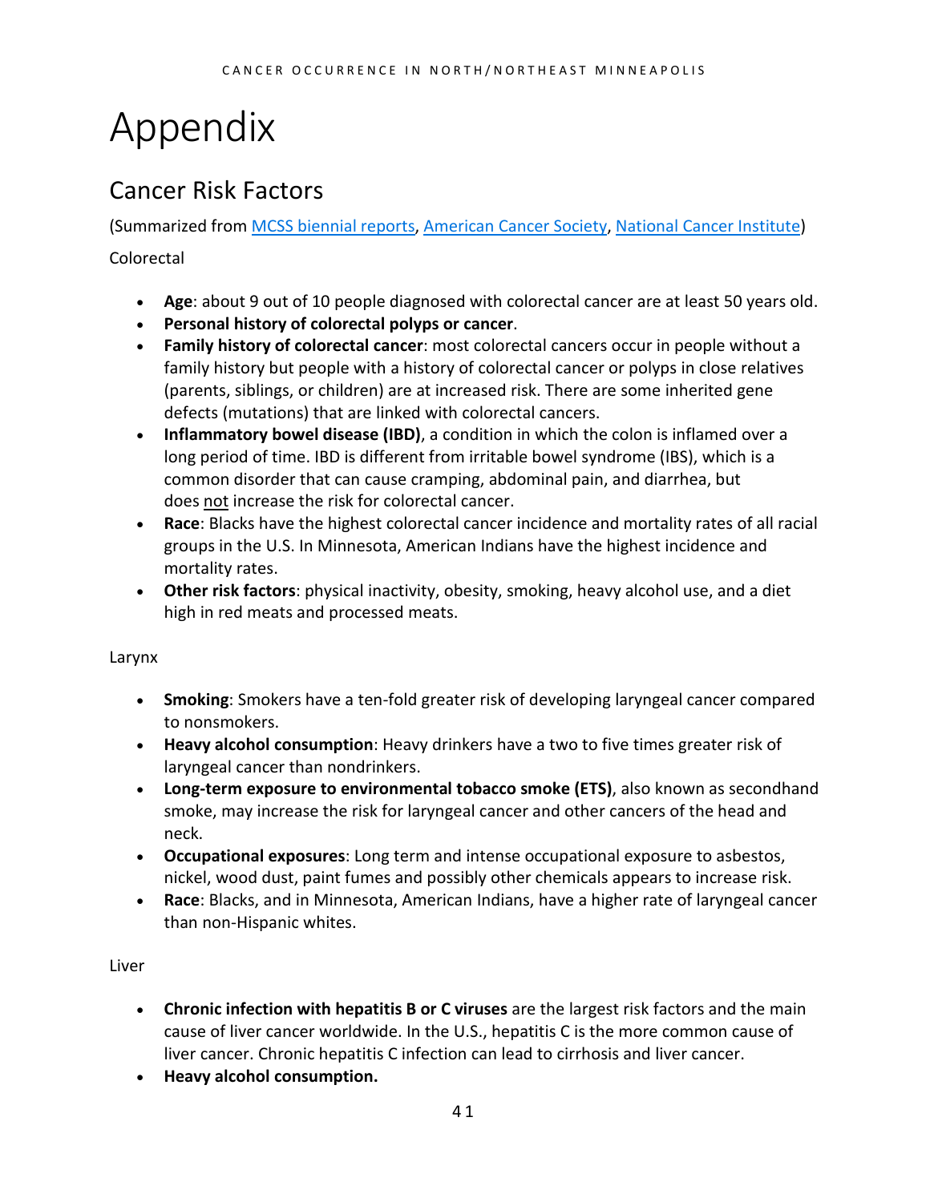# Appendix

## Cancer Risk Factors

(Summarized from [MCSS biennial reports](), [American Cancer Society](), [National Cancer Institute]())

Colorectal

- **Age**: about 9 out of 10 people diagnosed with colorectal cancer are at least 50 years old.
- **Personal history of colorectal polyps or cancer**.
- **Family history of colorectal cancer**: most colorectal cancers occur in people without a family history but people with a history of colorectal cancer or polyps in close relatives (parents, siblings, or children) are at increased risk. There are some inherited gene defects (mutations) that are linked with colorectal cancers.
- **Inflammatory bowel disease (IBD)**, a condition in which the colon is inflamed over a long period of time. IBD is different from irritable bowel syndrome (IBS), which is a common disorder that can cause cramping, abdominal pain, and diarrhea, but does not increase the risk for colorectal cancer.
- **Race**: Blacks have the highest colorectal cancer incidence and mortality rates of all racial groups in the U.S. In Minnesota, American Indians have the highest incidence and mortality rates.
- **Other risk factors**: physical inactivity, obesity, smoking, heavy alcohol use, and a diet high in red meats and processed meats.

Larynx

- **Smoking**: Smokers have a ten-fold greater risk of developing laryngeal cancer compared to nonsmokers.
- **Heavy alcohol consumption**: Heavy drinkers have a two to five times greater risk of laryngeal cancer than nondrinkers.
- **Long-term exposure to environmental tobacco smoke (ETS)**, also known as secondhand smoke, may increase the risk for laryngeal cancer and other cancers of the head and neck.
- **Occupational exposures**: Long term and intense occupational exposure to asbestos, nickel, wood dust, paint fumes and possibly other chemicals appears to increase risk.
- **Race**: Blacks, and in Minnesota, American Indians, have a higher rate of laryngeal cancer than non-Hispanic whites.

Liver

- **Chronic infection with hepatitis B or C viruses** are the largest risk factors and the main cause of liver cancer worldwide. In the U.S., hepatitis C is the more common cause of liver cancer. Chronic hepatitis C infection can lead to cirrhosis and liver cancer.
- **Heavy alcohol consumption.**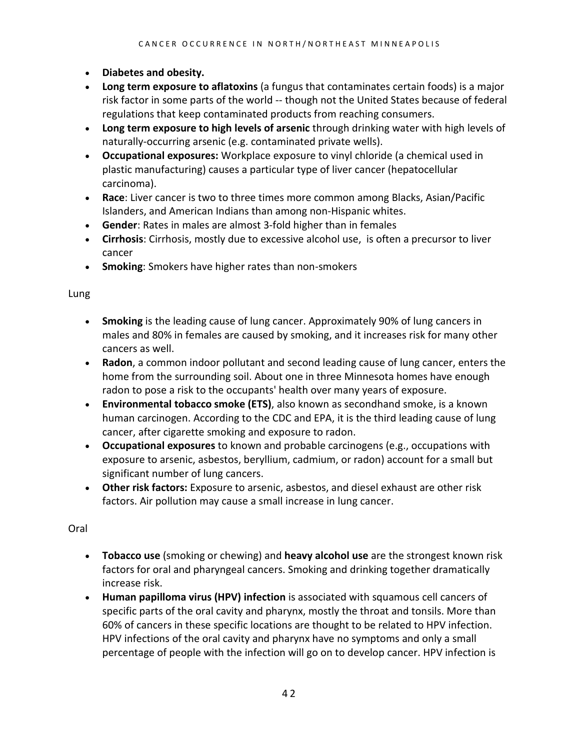- **Diabetes and obesity.**
- **Long term exposure to aflatoxins** (a fungus that contaminates certain foods) is a major risk factor in some parts of the world -- though not the United States because of federal regulations that keep contaminated products from reaching consumers.
- **Long term exposure to high levels of arsenic** through drinking water with high levels of naturally-occurring arsenic (e.g. contaminated private wells).
- **Occupational exposures:** Workplace exposure to vinyl chloride (a chemical used in plastic manufacturing) causes a particular type of liver cancer (hepatocellular carcinoma).
- **Race**: Liver cancer is two to three times more common among Blacks, Asian/Pacific Islanders, and American Indians than among non-Hispanic whites.
- **Gender**: Rates in males are almost 3-fold higher than in females
- **Cirrhosis**: Cirrhosis, mostly due to excessive alcohol use, is often a precursor to liver cancer
- **Smoking**: Smokers have higher rates than non-smokers

Lung

- **Smoking** is the leading cause of lung cancer. Approximately 90% of lung cancers in males and 80% in females are caused by smoking, and it increases risk for many other cancers as well.
- **Radon**, a common indoor pollutant and second leading cause of lung cancer, enters the home from the surrounding soil. About one in three Minnesota homes have enough radon to pose a risk to the occupants' health over many years of exposure.
- **Environmental tobacco smoke (ETS)**, also known as secondhand smoke, is a known human carcinogen. According to the CDC and EPA, it is the third leading cause of lung cancer, after cigarette smoking and exposure to radon.
- **Occupational exposures** to known and probable carcinogens (e.g., occupations with exposure to arsenic, asbestos, beryllium, cadmium, or radon) account for a small but significant number of lung cancers.
- **Other risk factors:** Exposure to arsenic, asbestos, and diesel exhaust are other risk factors. Air pollution may cause a small increase in lung cancer.

Oral

- **Tobacco use** (smoking or chewing) and **heavy alcohol use** are the strongest known risk factors for oral and pharyngeal cancers. Smoking and drinking together dramatically increase risk.
- **Human papilloma virus (HPV) infection** is associated with squamous cell cancers of specific parts of the oral cavity and pharynx, mostly the throat and tonsils. More than 60% of cancers in these specific locations are thought to be related to HPV infection. HPV infections of the oral cavity and pharynx have no symptoms and only a small percentage of people with the infection will go on to develop cancer. HPV infection is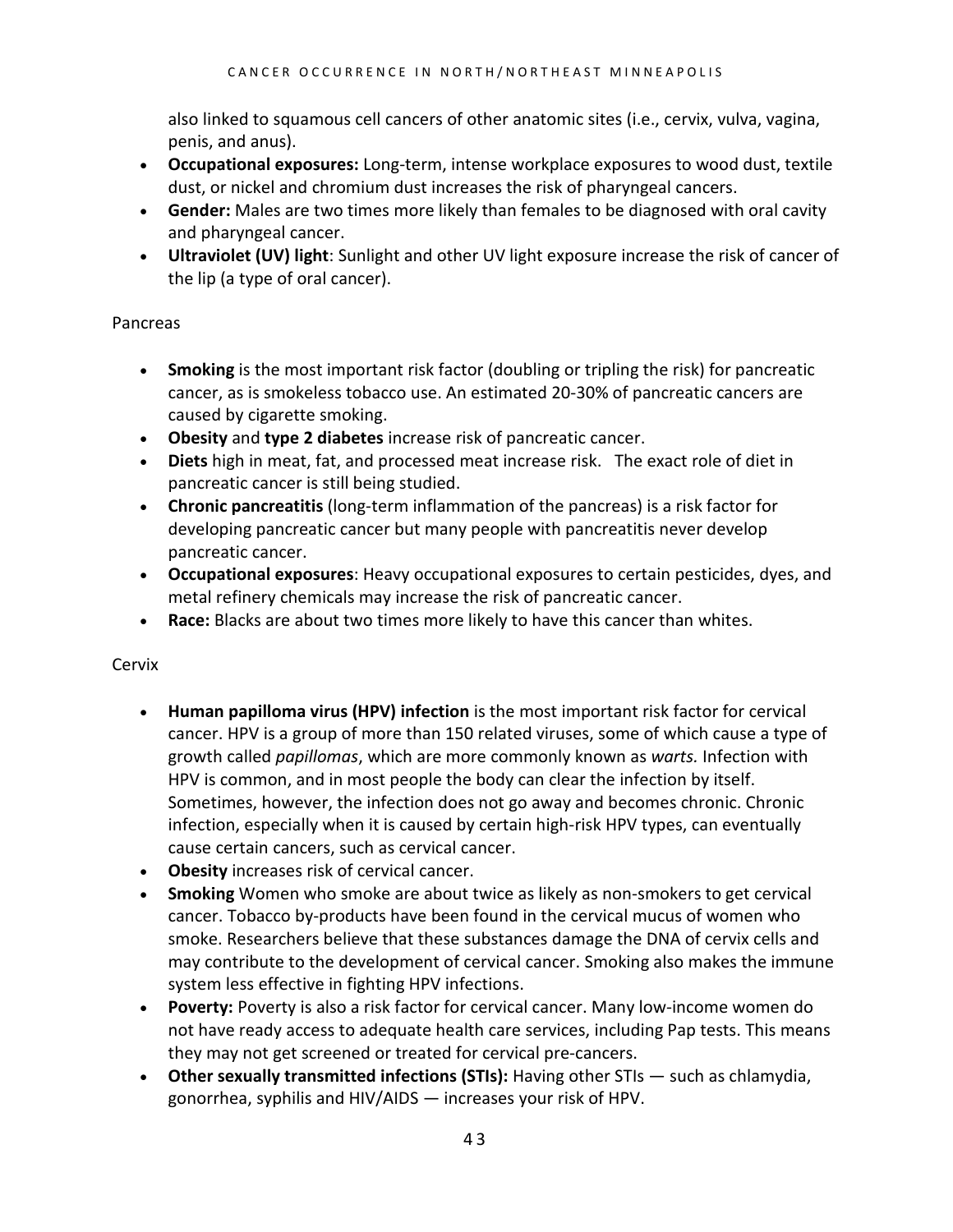also linked to squamous cell cancers of other anatomic sites (i.e., cervix, vulva, vagina, penis, and anus).

- **Occupational exposures:** Long-term, intense workplace exposures to wood dust, textile dust, or nickel and chromium dust increases the risk of pharyngeal cancers.
- **Gender:** Males are two times more likely than females to be diagnosed with oral cavity and pharyngeal cancer.
- **Ultraviolet (UV) light**: Sunlight and other UV light exposure increase the risk of cancer of the lip (a type of oral cancer).

Pancreas

- **Smoking** is the most important risk factor (doubling or tripling the risk) for pancreatic cancer, as is smokeless tobacco use. An estimated 20-30% of pancreatic cancers are caused by cigarette smoking.
- **Obesity** and **type 2 diabetes** increase risk of pancreatic cancer.
- **Diets** high in meat, fat, and processed meat increase risk. The exact role of diet in pancreatic cancer is still being studied.
- **Chronic pancreatitis** (long-term inflammation of the pancreas) is a risk factor for developing pancreatic cancer but many people with pancreatitis never develop pancreatic cancer.
- **Occupational exposures**: Heavy occupational exposures to certain pesticides, dyes, and metal refinery chemicals may increase the risk of pancreatic cancer.
- **Race:** Blacks are about two times more likely to have this cancer than whites.

Cervix

- **Human papilloma virus (HPV) infection** is the most important risk factor for cervical cancer. HPV is a group of more than 150 related viruses, some of which cause a type of growth called *papillomas*, which are more commonly known as *warts.* Infection with HPV is common, and in most people the body can clear the infection by itself. Sometimes, however, the infection does not go away and becomes chronic. Chronic infection, especially when it is caused by certain high-risk HPV types, can eventually cause certain cancers, such as cervical cancer.
- **Obesity** increases risk of cervical cancer.
- **Smoking** Women who smoke are about twice as likely as non-smokers to get cervical cancer. Tobacco by-products have been found in the cervical mucus of women who smoke. Researchers believe that these substances damage the DNA of cervix cells and may contribute to the development of cervical cancer. Smoking also makes the immune system less effective in fighting HPV infections.
- **Poverty:** Poverty is also a risk factor for cervical cancer. Many low-income women do not have ready access to adequate health care services, including Pap tests. This means they may not get screened or treated for cervical pre-cancers.
- **Other sexually transmitted infections (STIs):** Having other STIs — such as chlamydia, gonorrhea, syphilis and HIV/AIDS — increases your risk of HPV.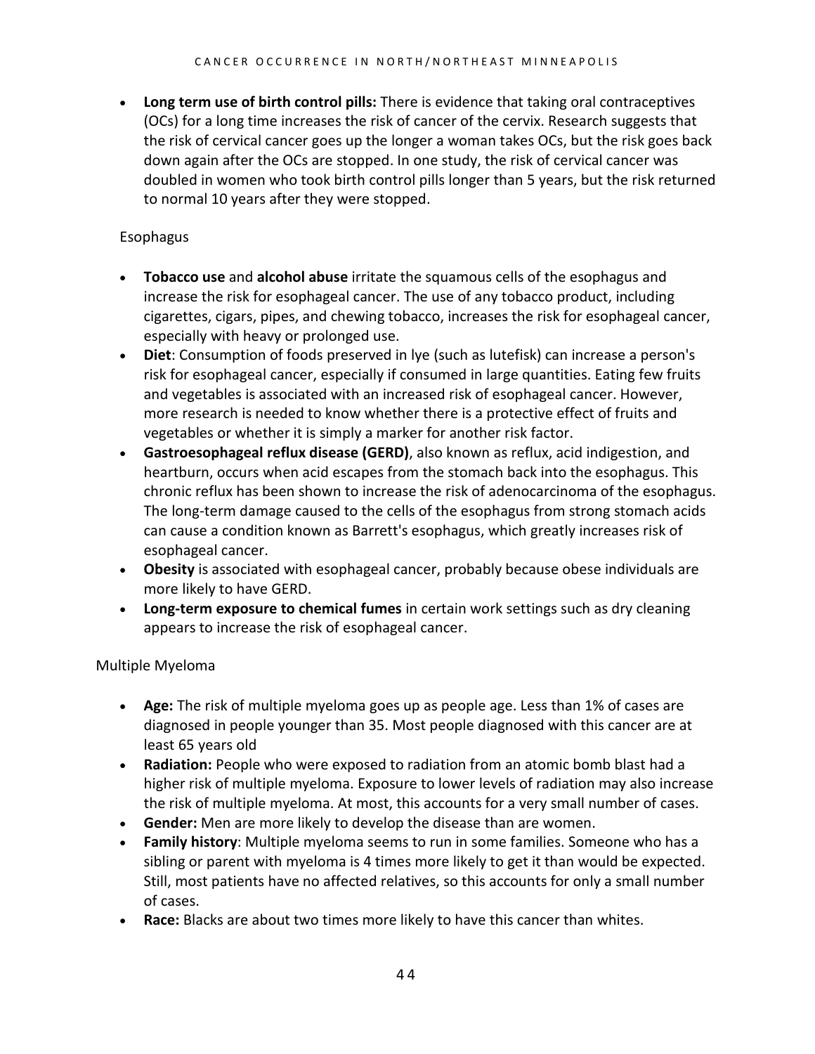- **Long term use of birth control pills:** There is evidence that taking oral contraceptives (OCs) for a long time increases the risk of cancer of the cervix. Research suggests that the risk of cervical cancer goes up the longer a woman takes OCs, but the risk goes back down again after the OCs are stopped. In one study, the risk of cervical cancer was doubled in women who took birth control pills longer than 5 years, but the risk returned to normal 10 years after they were stopped.

Esophagus

- **Tobacco use** and **alcohol abuse** irritate the squamous cells of the esophagus and increase the risk for esophageal cancer. The use of any tobacco product, including cigarettes, cigars, pipes, and chewing tobacco, increases the risk for esophageal cancer, especially with heavy or prolonged use.
- **Diet**: Consumption of foods preserved in lye (such as lutefisk) can increase a person's risk for esophageal cancer, especially if consumed in large quantities. Eating few fruits and vegetables is associated with an increased risk of esophageal cancer. However, more research is needed to know whether there is a protective effect of fruits and vegetables or whether it is simply a marker for another risk factor.
- **Gastroesophageal reflux disease (GERD)**, also known as reflux, acid indigestion, and heartburn, occurs when acid escapes from the stomach back into the esophagus. This chronic reflux has been shown to increase the risk of adenocarcinoma of the esophagus. The long-term damage caused to the cells of the esophagus from strong stomach acids can cause a condition known as Barrett's esophagus, which greatly increases risk of esophageal cancer.
- **Obesity** is associated with esophageal cancer, probably because obese individuals are more likely to have GERD.
- **Long-term exposure to chemical fumes** in certain work settings such as dry cleaning appears to increase the risk of esophageal cancer.

Multiple Myeloma

- **Age:** The risk of multiple myeloma goes up as people age. Less than 1% of cases are diagnosed in people younger than 35. Most people diagnosed with this cancer are at least 65 years old
- **Radiation:** People who were exposed to radiation from an atomic bomb blast had a higher risk of multiple myeloma. Exposure to lower levels of radiation may also increase the risk of multiple myeloma. At most, this accounts for a very small number of cases.
- **Gender:** Men are more likely to develop the disease than are women.
- **Family history**: Multiple myeloma seems to run in some families. Someone who has a sibling or parent with myeloma is 4 times more likely to get it than would be expected. Still, most patients have no affected relatives, so this accounts for only a small number of cases.
- **Race:** Blacks are about two times more likely to have this cancer than whites.